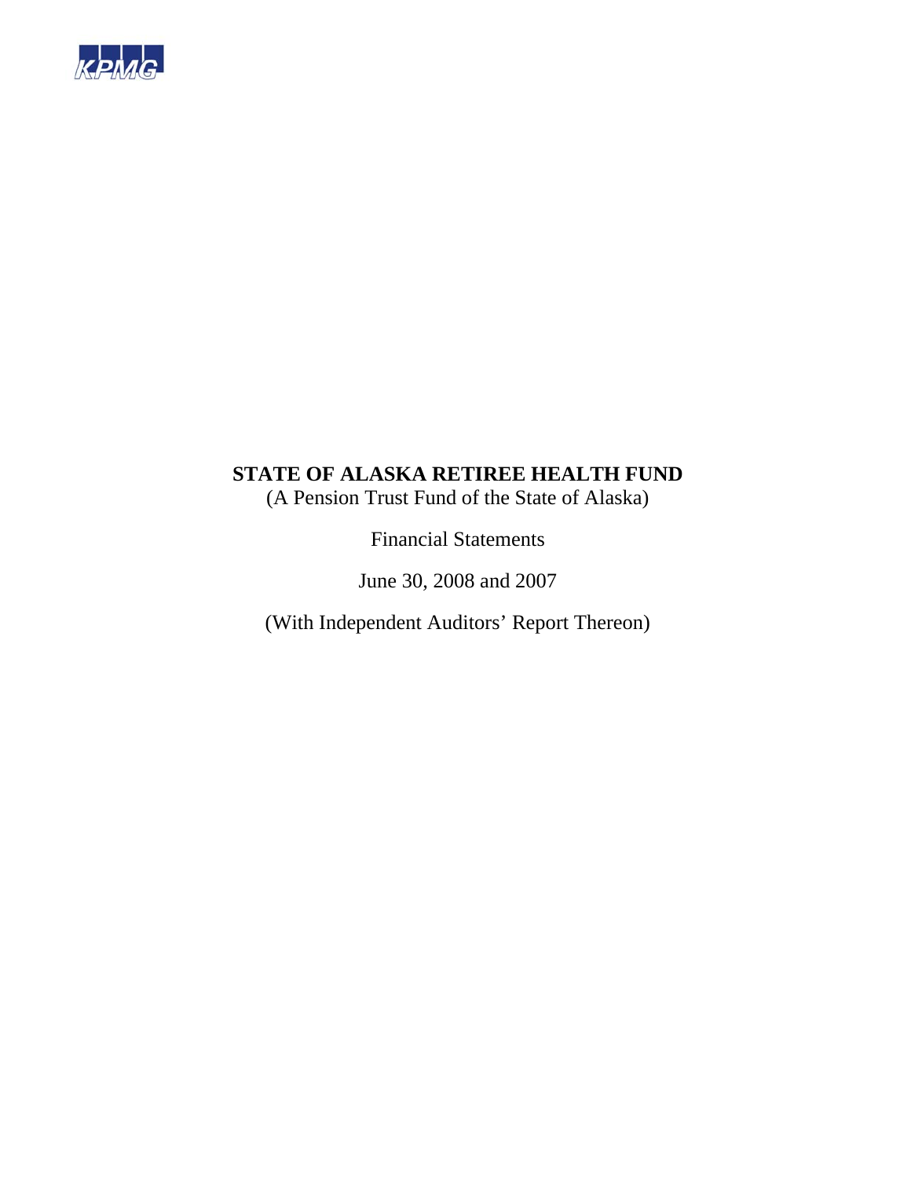KPMG

# STATE OF ALASKA RETIREE HEALTH FUND

(A Pension Trust Fund of the State of Alaska)

Financial Statements

June 30, 2008 and 2007

(With Independent Auditors' Report Thereon)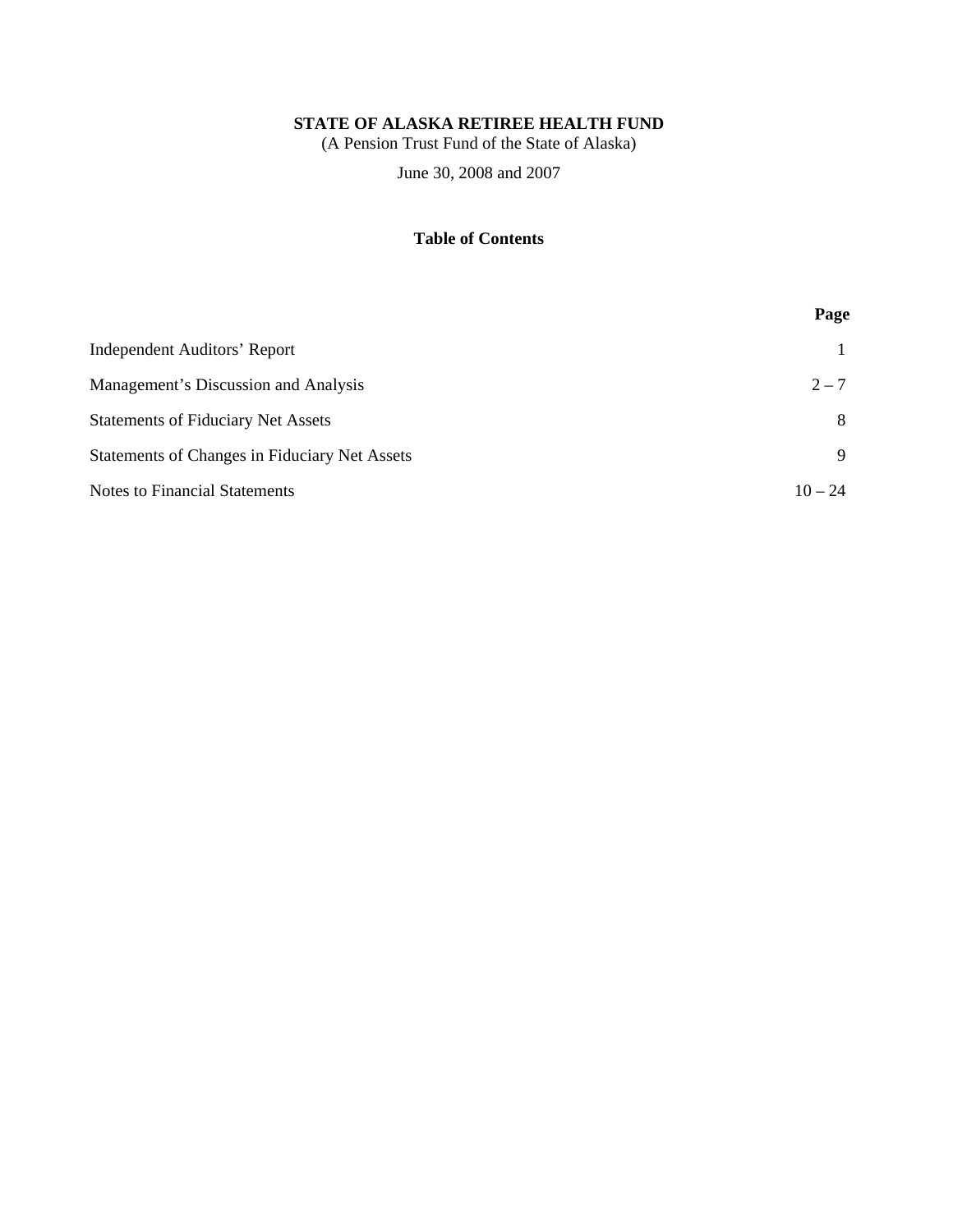# STATE OF ALASKA RETIREE HEALTH FUND

(A Pension Trust Fund of the State of Alaska)

June 30, 2008 and 2007

## Table of Contents

| | Page |
|---|---|
| Independent Auditors' Report | 1 |
| Management's Discussion and Analysis | 2 – 7 |
| Statements of Fiduciary Net Assets | 8 |
| Statements of Changes in Fiduciary Net Assets | 9 |
| Notes to Financial Statements | 10 – 24 |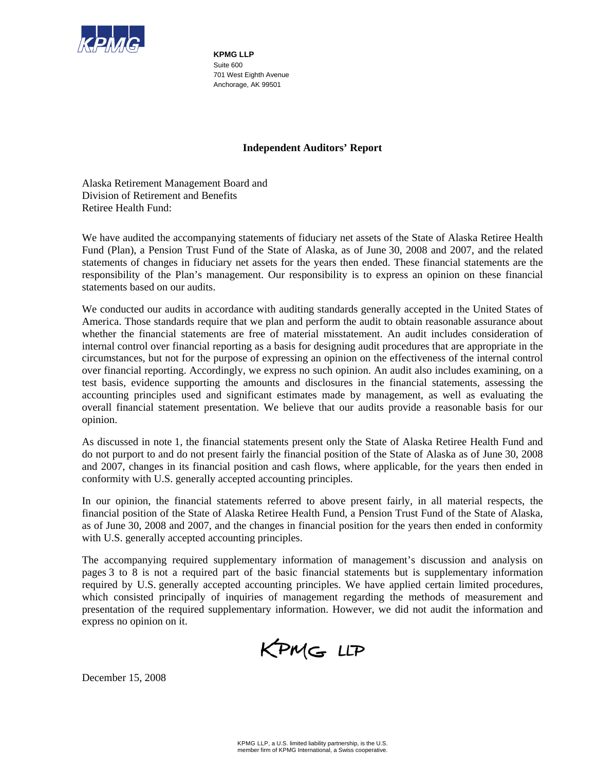**KPMG LLP**
Suite 600
701 West Eighth Avenue
Anchorage, AK 99501

## Independent Auditors' Report

Alaska Retirement Management Board and
Division of Retirement and Benefits
Retiree Health Fund:

We have audited the accompanying statements of fiduciary net assets of the State of Alaska Retiree Health Fund (Plan), a Pension Trust Fund of the State of Alaska, as of June 30, 2008 and 2007, and the related statements of changes in fiduciary net assets for the years then ended. These financial statements are the responsibility of the Plan's management. Our responsibility is to express an opinion on these financial statements based on our audits.

We conducted our audits in accordance with auditing standards generally accepted in the United States of America. Those standards require that we plan and perform the audit to obtain reasonable assurance about whether the financial statements are free of material misstatement. An audit includes consideration of internal control over financial reporting as a basis for designing audit procedures that are appropriate in the circumstances, but not for the purpose of expressing an opinion on the effectiveness of the internal control over financial reporting. Accordingly, we express no such opinion. An audit also includes examining, on a test basis, evidence supporting the amounts and disclosures in the financial statements, assessing the accounting principles used and significant estimates made by management, as well as evaluating the overall financial statement presentation. We believe that our audits provide a reasonable basis for our opinion.

As discussed in note 1, the financial statements present only the State of Alaska Retiree Health Fund and do not purport to and do not present fairly the financial position of the State of Alaska as of June 30, 2008 and 2007, changes in its financial position and cash flows, where applicable, for the years then ended in conformity with U.S. generally accepted accounting principles.

In our opinion, the financial statements referred to above present fairly, in all material respects, the financial position of the State of Alaska Retiree Health Fund, a Pension Trust Fund of the State of Alaska, as of June 30, 2008 and 2007, and the changes in financial position for the years then ended in conformity with U.S. generally accepted accounting principles.

The accompanying required supplementary information of management's discussion and analysis on pages 3 to 8 is not a required part of the basic financial statements but is supplementary information required by U.S. generally accepted accounting principles. We have applied certain limited procedures, which consisted principally of inquiries of management regarding the methods of measurement and presentation of the required supplementary information. However, we did not audit the information and express no opinion on it.

KPMG LLP

December 15, 2008

KPMG LLP, a U.S. limited liability partnership, is the U.S. member firm of KPMG International, a Swiss cooperative.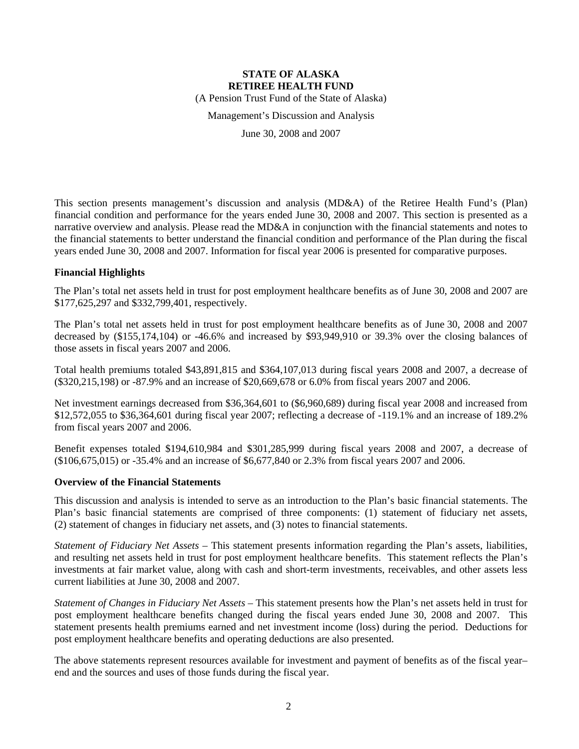**STATE OF ALASKA**
**RETIREE HEALTH FUND**

(A Pension Trust Fund of the State of Alaska)

Management's Discussion and Analysis

June 30, 2008 and 2007

This section presents management's discussion and analysis (MD&A) of the Retiree Health Fund's (Plan) financial condition and performance for the years ended June 30, 2008 and 2007. This section is presented as a narrative overview and analysis. Please read the MD&A in conjunction with the financial statements and notes to the financial statements to better understand the financial condition and performance of the Plan during the fiscal years ended June 30, 2008 and 2007. Information for fiscal year 2006 is presented for comparative purposes.

## Financial Highlights

The Plan's total net assets held in trust for post employment healthcare benefits as of June 30, 2008 and 2007 are $177,625,297 and $332,799,401, respectively.

The Plan's total net assets held in trust for post employment healthcare benefits as of June 30, 2008 and 2007 decreased by ($155,174,104) or -46.6% and increased by $93,949,910 or 39.3% over the closing balances of those assets in fiscal years 2007 and 2006.

Total health premiums totaled $43,891,815 and $364,107,013 during fiscal years 2008 and 2007, a decrease of ($320,215,198) or -87.9% and an increase of $20,669,678 or 6.0% from fiscal years 2007 and 2006.

Net investment earnings decreased from $36,364,601 to ($6,960,689) during fiscal year 2008 and increased from $12,572,055 to $36,364,601 during fiscal year 2007; reflecting a decrease of -119.1% and an increase of 189.2% from fiscal years 2007 and 2006.

Benefit expenses totaled $194,610,984 and $301,285,999 during fiscal years 2008 and 2007, a decrease of ($106,675,015) or -35.4% and an increase of $6,677,840 or 2.3% from fiscal years 2007 and 2006.

## Overview of the Financial Statements

This discussion and analysis is intended to serve as an introduction to the Plan's basic financial statements. The Plan's basic financial statements are comprised of three components: (1) statement of fiduciary net assets, (2) statement of changes in fiduciary net assets, and (3) notes to financial statements.

*Statement of Fiduciary Net Assets* – This statement presents information regarding the Plan's assets, liabilities, and resulting net assets held in trust for post employment healthcare benefits. This statement reflects the Plan's investments at fair market value, along with cash and short-term investments, receivables, and other assets less current liabilities at June 30, 2008 and 2007.

*Statement of Changes in Fiduciary Net Assets* – This statement presents how the Plan's net assets held in trust for post employment healthcare benefits changed during the fiscal years ended June 30, 2008 and 2007. This statement presents health premiums earned and net investment income (loss) during the period. Deductions for post employment healthcare benefits and operating deductions are also presented.

The above statements represent resources available for investment and payment of benefits as of the fiscal year–end and the sources and uses of those funds during the fiscal year.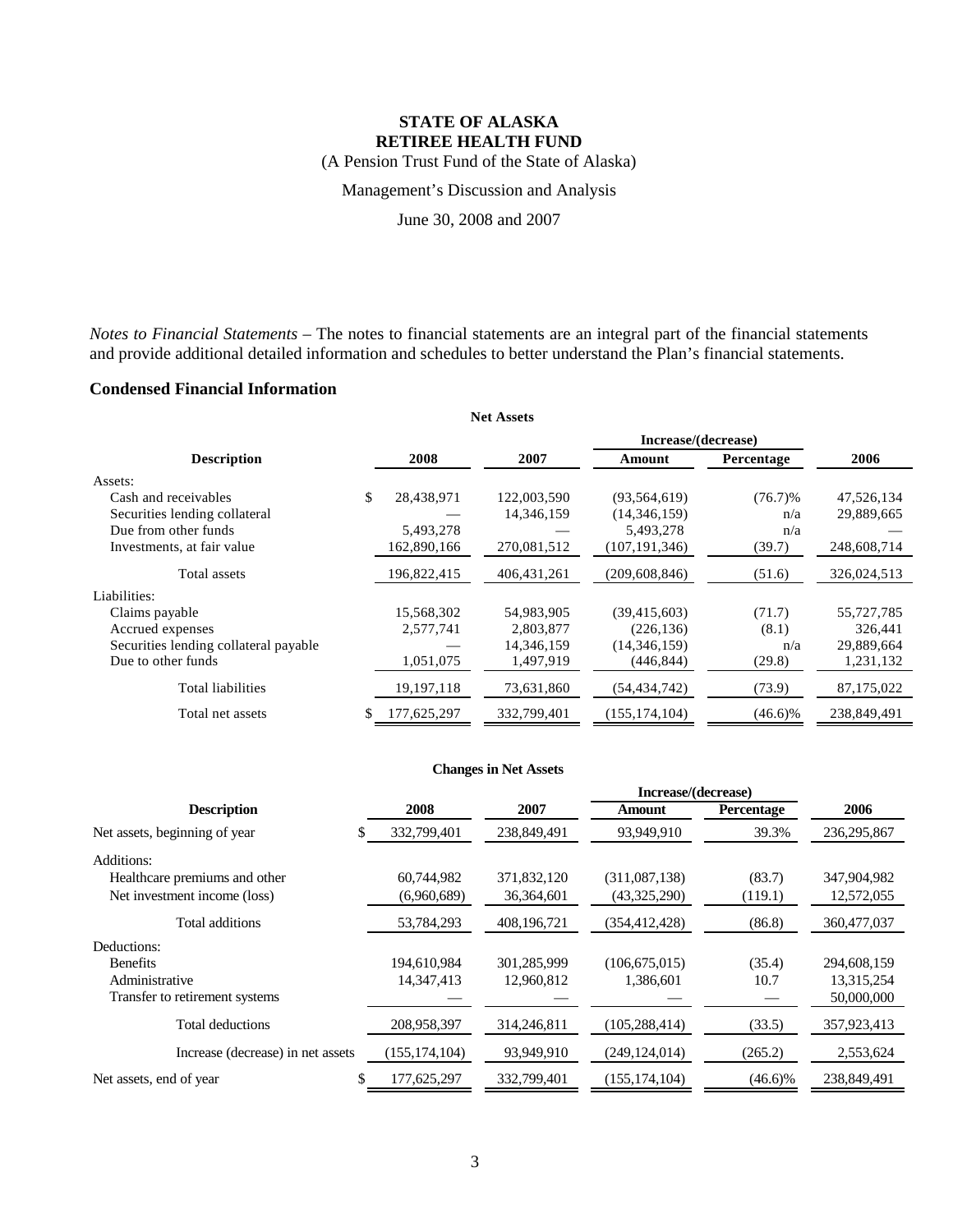# STATE OF ALASKA
# RETIREE HEALTH FUND

(A Pension Trust Fund of the State of Alaska)

Management's Discussion and Analysis

June 30, 2008 and 2007

*Notes to Financial Statements* – The notes to financial statements are an integral part of the financial statements and provide additional detailed information and schedules to better understand the Plan's financial statements.

## Condensed Financial Information

**Net Assets**

| Description | 2008 | 2007 | Increase/(decrease) Amount | Increase/(decrease) Percentage | 2006 |
|---|---|---|---|---|---|
| Assets: | | | | | |
| Cash and receivables | $ 28,438,971 | 122,003,590 | (93,564,619) | (76.7)% | 47,526,134 |
| Securities lending collateral | — | 14,346,159 | (14,346,159) | n/a | 29,889,665 |
| Due from other funds | 5,493,278 | — | 5,493,278 | n/a | — |
| Investments, at fair value | 162,890,166 | 270,081,512 | (107,191,346) | (39.7) | 248,608,714 |
| Total assets | 196,822,415 | 406,431,261 | (209,608,846) | (51.6) | 326,024,513 |
| Liabilities: | | | | | |
| Claims payable | 15,568,302 | 54,983,905 | (39,415,603) | (71.7) | 55,727,785 |
| Accrued expenses | 2,577,741 | 2,803,877 | (226,136) | (8.1) | 326,441 |
| Securities lending collateral payable | — | 14,346,159 | (14,346,159) | n/a | 29,889,664 |
| Due to other funds | 1,051,075 | 1,497,919 | (446,844) | (29.8) | 1,231,132 |
| Total liabilities | 19,197,118 | 73,631,860 | (54,434,742) | (73.9) | 87,175,022 |
| Total net assets | $ 177,625,297 | 332,799,401 | (155,174,104) | (46.6)% | 238,849,491 |

**Changes in Net Assets**

| Description | 2008 | 2007 | Increase/(decrease) Amount | Increase/(decrease) Percentage | 2006 |
|---|---|---|---|---|---|
| Net assets, beginning of year | $ 332,799,401 | 238,849,491 | 93,949,910 | 39.3% | 236,295,867 |
| Additions: | | | | | |
| Healthcare premiums and other | 60,744,982 | 371,832,120 | (311,087,138) | (83.7) | 347,904,982 |
| Net investment income (loss) | (6,960,689) | 36,364,601 | (43,325,290) | (119.1) | 12,572,055 |
| Total additions | 53,784,293 | 408,196,721 | (354,412,428) | (86.8) | 360,477,037 |
| Deductions: | | | | | |
| Benefits | 194,610,984 | 301,285,999 | (106,675,015) | (35.4) | 294,608,159 |
| Administrative | 14,347,413 | 12,960,812 | 1,386,601 | 10.7 | 13,315,254 |
| Transfer to retirement systems | — | — | — | — | 50,000,000 |
| Total deductions | 208,958,397 | 314,246,811 | (105,288,414) | (33.5) | 357,923,413 |
| Increase (decrease) in net assets | (155,174,104) | 93,949,910 | (249,124,014) | (265.2) | 2,553,624 |
| Net assets, end of year | $ 177,625,297 | 332,799,401 | (155,174,104) | (46.6)% | 238,849,491 |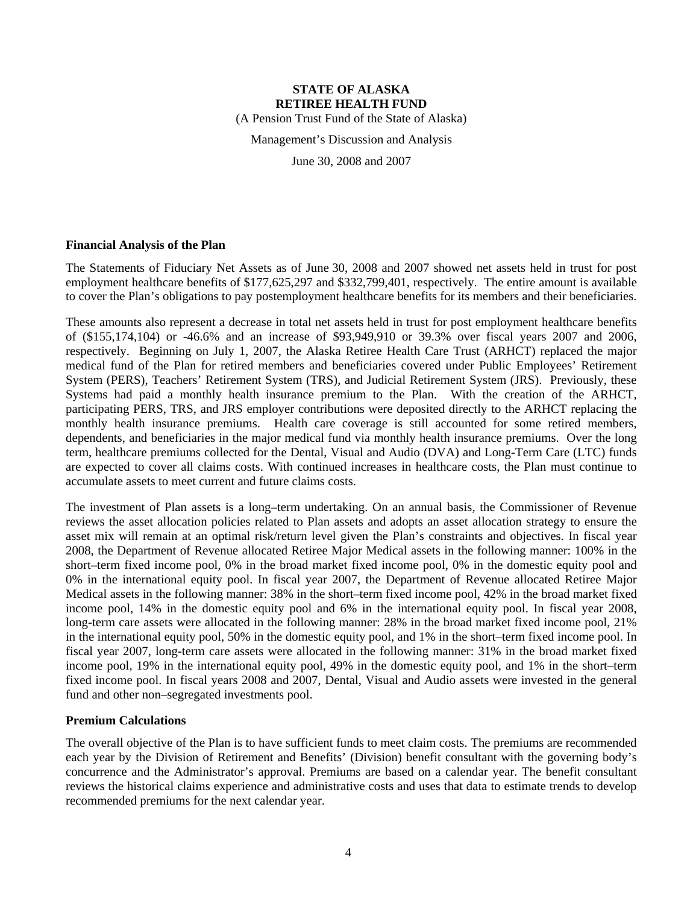**STATE OF ALASKA**
**RETIREE HEALTH FUND**
(A Pension Trust Fund of the State of Alaska)

Management's Discussion and Analysis

June 30, 2008 and 2007

**Financial Analysis of the Plan**

The Statements of Fiduciary Net Assets as of June 30, 2008 and 2007 showed net assets held in trust for post employment healthcare benefits of $177,625,297 and $332,799,401, respectively. The entire amount is available to cover the Plan's obligations to pay postemployment healthcare benefits for its members and their beneficiaries.

These amounts also represent a decrease in total net assets held in trust for post employment healthcare benefits of ($155,174,104) or -46.6% and an increase of $93,949,910 or 39.3% over fiscal years 2007 and 2006, respectively. Beginning on July 1, 2007, the Alaska Retiree Health Care Trust (ARHCT) replaced the major medical fund of the Plan for retired members and beneficiaries covered under Public Employees' Retirement System (PERS), Teachers' Retirement System (TRS), and Judicial Retirement System (JRS). Previously, these Systems had paid a monthly health insurance premium to the Plan. With the creation of the ARHCT, participating PERS, TRS, and JRS employer contributions were deposited directly to the ARHCT replacing the monthly health insurance premiums. Health care coverage is still accounted for some retired members, dependents, and beneficiaries in the major medical fund via monthly health insurance premiums. Over the long term, healthcare premiums collected for the Dental, Visual and Audio (DVA) and Long-Term Care (LTC) funds are expected to cover all claims costs. With continued increases in healthcare costs, the Plan must continue to accumulate assets to meet current and future claims costs.

The investment of Plan assets is a long–term undertaking. On an annual basis, the Commissioner of Revenue reviews the asset allocation policies related to Plan assets and adopts an asset allocation strategy to ensure the asset mix will remain at an optimal risk/return level given the Plan's constraints and objectives. In fiscal year 2008, the Department of Revenue allocated Retiree Major Medical assets in the following manner: 100% in the short–term fixed income pool, 0% in the broad market fixed income pool, 0% in the domestic equity pool and 0% in the international equity pool. In fiscal year 2007, the Department of Revenue allocated Retiree Major Medical assets in the following manner: 38% in the short–term fixed income pool, 42% in the broad market fixed income pool, 14% in the domestic equity pool and 6% in the international equity pool. In fiscal year 2008, long-term care assets were allocated in the following manner: 28% in the broad market fixed income pool, 21% in the international equity pool, 50% in the domestic equity pool, and 1% in the short–term fixed income pool. In fiscal year 2007, long-term care assets were allocated in the following manner: 31% in the broad market fixed income pool, 19% in the international equity pool, 49% in the domestic equity pool, and 1% in the short–term fixed income pool. In fiscal years 2008 and 2007, Dental, Visual and Audio assets were invested in the general fund and other non–segregated investments pool.

**Premium Calculations**

The overall objective of the Plan is to have sufficient funds to meet claim costs. The premiums are recommended each year by the Division of Retirement and Benefits' (Division) benefit consultant with the governing body's concurrence and the Administrator's approval. Premiums are based on a calendar year. The benefit consultant reviews the historical claims experience and administrative costs and uses that data to estimate trends to develop recommended premiums for the next calendar year.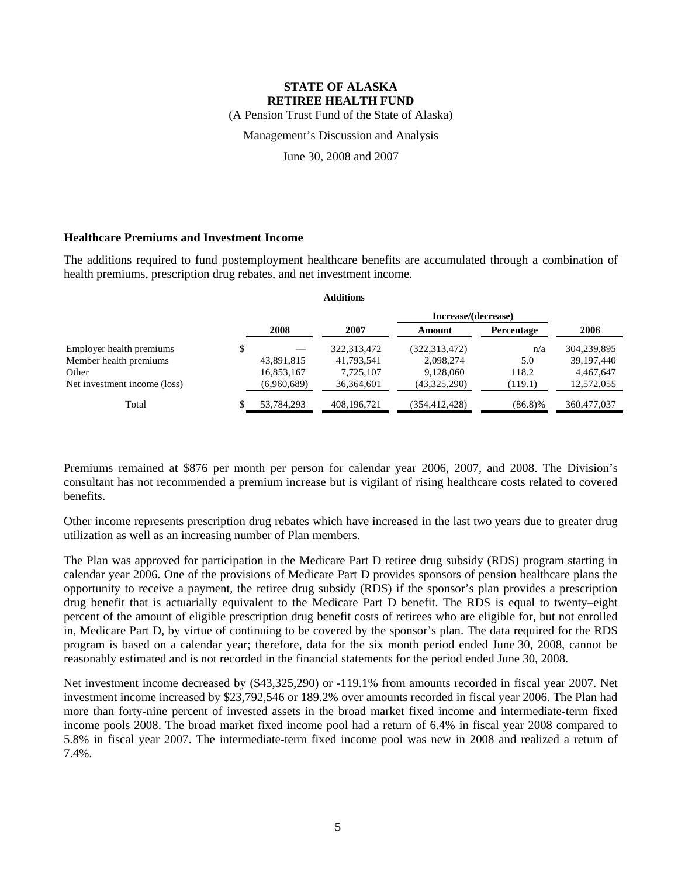**STATE OF ALASKA**
**RETIREE HEALTH FUND**
(A Pension Trust Fund of the State of Alaska)
Management's Discussion and Analysis
June 30, 2008 and 2007

### Healthcare Premiums and Investment Income

The additions required to fund postemployment healthcare benefits are accumulated through a combination of health premiums, prescription drug rebates, and net investment income.

**Additions**

| | 2008 | 2007 | Increase/(decrease) Amount | Increase/(decrease) Percentage | 2006 |
|---|---|---|---|---|---|
| Employer health premiums | $ — | 322,313,472 | (322,313,472) | n/a | 304,239,895 |
| Member health premiums | 43,891,815 | 41,793,541 | 2,098,274 | 5.0 | 39,197,440 |
| Other | 16,853,167 | 7,725,107 | 9,128,060 | 118.2 | 4,467,647 |
| Net investment income (loss) | (6,960,689) | 36,364,601 | (43,325,290) | (119.1) | 12,572,055 |
| Total | $ 53,784,293 | 408,196,721 | (354,412,428) | (86.8)% | 360,477,037 |

Premiums remained at $876 per month per person for calendar year 2006, 2007, and 2008. The Division's consultant has not recommended a premium increase but is vigilant of rising healthcare costs related to covered benefits.

Other income represents prescription drug rebates which have increased in the last two years due to greater drug utilization as well as an increasing number of Plan members.

The Plan was approved for participation in the Medicare Part D retiree drug subsidy (RDS) program starting in calendar year 2006. One of the provisions of Medicare Part D provides sponsors of pension healthcare plans the opportunity to receive a payment, the retiree drug subsidy (RDS) if the sponsor's plan provides a prescription drug benefit that is actuarially equivalent to the Medicare Part D benefit. The RDS is equal to twenty–eight percent of the amount of eligible prescription drug benefit costs of retirees who are eligible for, but not enrolled in, Medicare Part D, by virtue of continuing to be covered by the sponsor's plan. The data required for the RDS program is based on a calendar year; therefore, data for the six month period ended June 30, 2008, cannot be reasonably estimated and is not recorded in the financial statements for the period ended June 30, 2008.

Net investment income decreased by ($43,325,290) or -119.1% from amounts recorded in fiscal year 2007. Net investment income increased by $23,792,546 or 189.2% over amounts recorded in fiscal year 2006. The Plan had more than forty-nine percent of invested assets in the broad market fixed income and intermediate-term fixed income pools 2008. The broad market fixed income pool had a return of 6.4% in fiscal year 2008 compared to 5.8% in fiscal year 2007. The intermediate-term fixed income pool was new in 2008 and realized a return of 7.4%.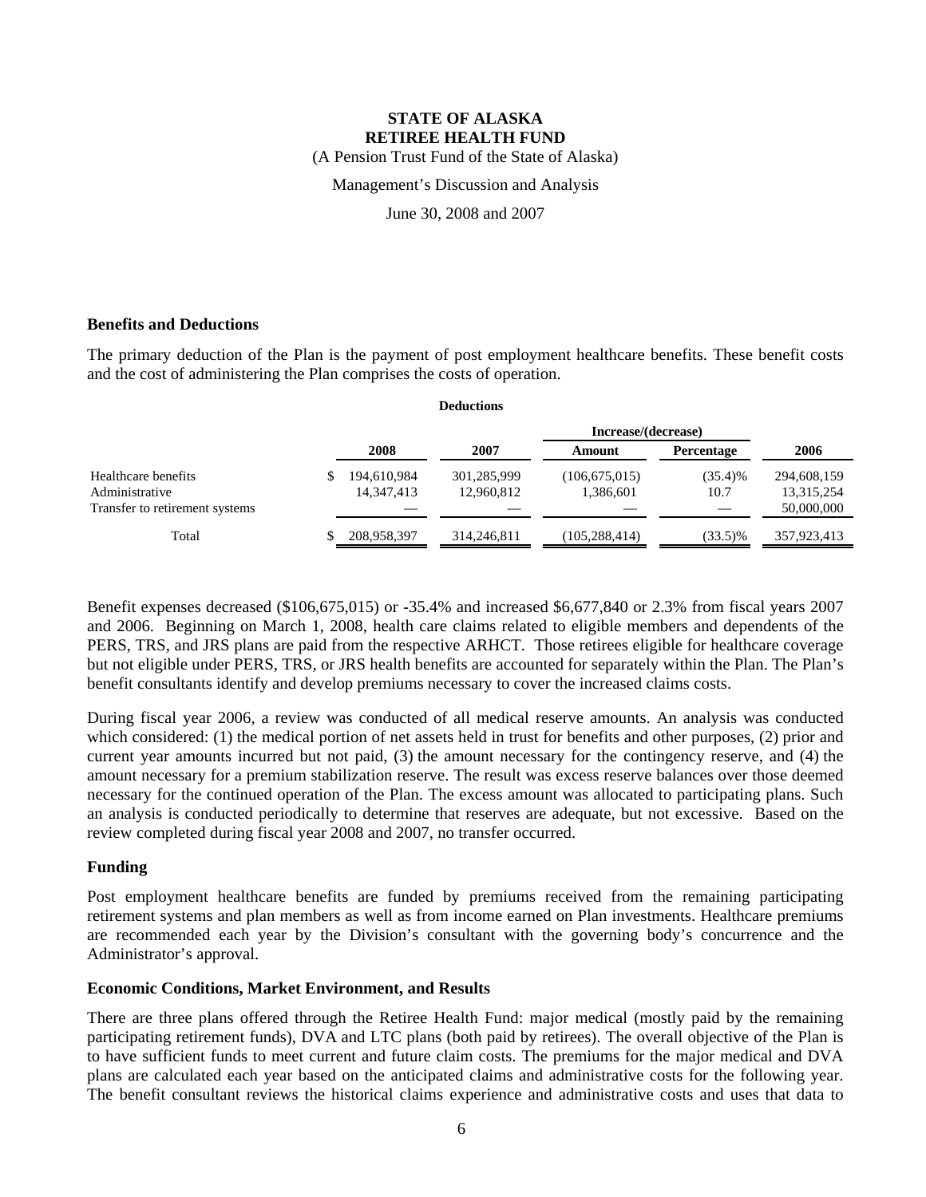**STATE OF ALASKA**
**RETIREE HEALTH FUND**
(A Pension Trust Fund of the State of Alaska)
Management's Discussion and Analysis
June 30, 2008 and 2007

### Benefits and Deductions

The primary deduction of the Plan is the payment of post employment healthcare benefits. These benefit costs and the cost of administering the Plan comprises the costs of operation.

**Deductions**

| | 2008 | 2007 | Increase/(decrease) Amount | Percentage | 2006 |
|---|---|---|---|---|---|
| Healthcare benefits | $ 194,610,984 | 301,285,999 | (106,675,015) | (35.4)% | 294,608,159 |
| Administrative | 14,347,413 | 12,960,812 | 1,386,601 | 10.7 | 13,315,254 |
| Transfer to retirement systems | — | — | — | — | 50,000,000 |
| Total | $ 208,958,397 | 314,246,811 | (105,288,414) | (33.5)% | 357,923,413 |

Benefit expenses decreased ($106,675,015) or -35.4% and increased $6,677,840 or 2.3% from fiscal years 2007 and 2006. Beginning on March 1, 2008, health care claims related to eligible members and dependents of the PERS, TRS, and JRS plans are paid from the respective ARHCT. Those retirees eligible for healthcare coverage but not eligible under PERS, TRS, or JRS health benefits are accounted for separately within the Plan. The Plan's benefit consultants identify and develop premiums necessary to cover the increased claims costs.

During fiscal year 2006, a review was conducted of all medical reserve amounts. An analysis was conducted which considered: (1) the medical portion of net assets held in trust for benefits and other purposes, (2) prior and current year amounts incurred but not paid, (3) the amount necessary for the contingency reserve, and (4) the amount necessary for a premium stabilization reserve. The result was excess reserve balances over those deemed necessary for the continued operation of the Plan. The excess amount was allocated to participating plans. Such an analysis is conducted periodically to determine that reserves are adequate, but not excessive. Based on the review completed during fiscal year 2008 and 2007, no transfer occurred.

### Funding

Post employment healthcare benefits are funded by premiums received from the remaining participating retirement systems and plan members as well as from income earned on Plan investments. Healthcare premiums are recommended each year by the Division's consultant with the governing body's concurrence and the Administrator's approval.

### Economic Conditions, Market Environment, and Results

There are three plans offered through the Retiree Health Fund: major medical (mostly paid by the remaining participating retirement funds), DVA and LTC plans (both paid by retirees). The overall objective of the Plan is to have sufficient funds to meet current and future claim costs. The premiums for the major medical and DVA plans are calculated each year based on the anticipated claims and administrative costs for the following year. The benefit consultant reviews the historical claims experience and administrative costs and uses that data to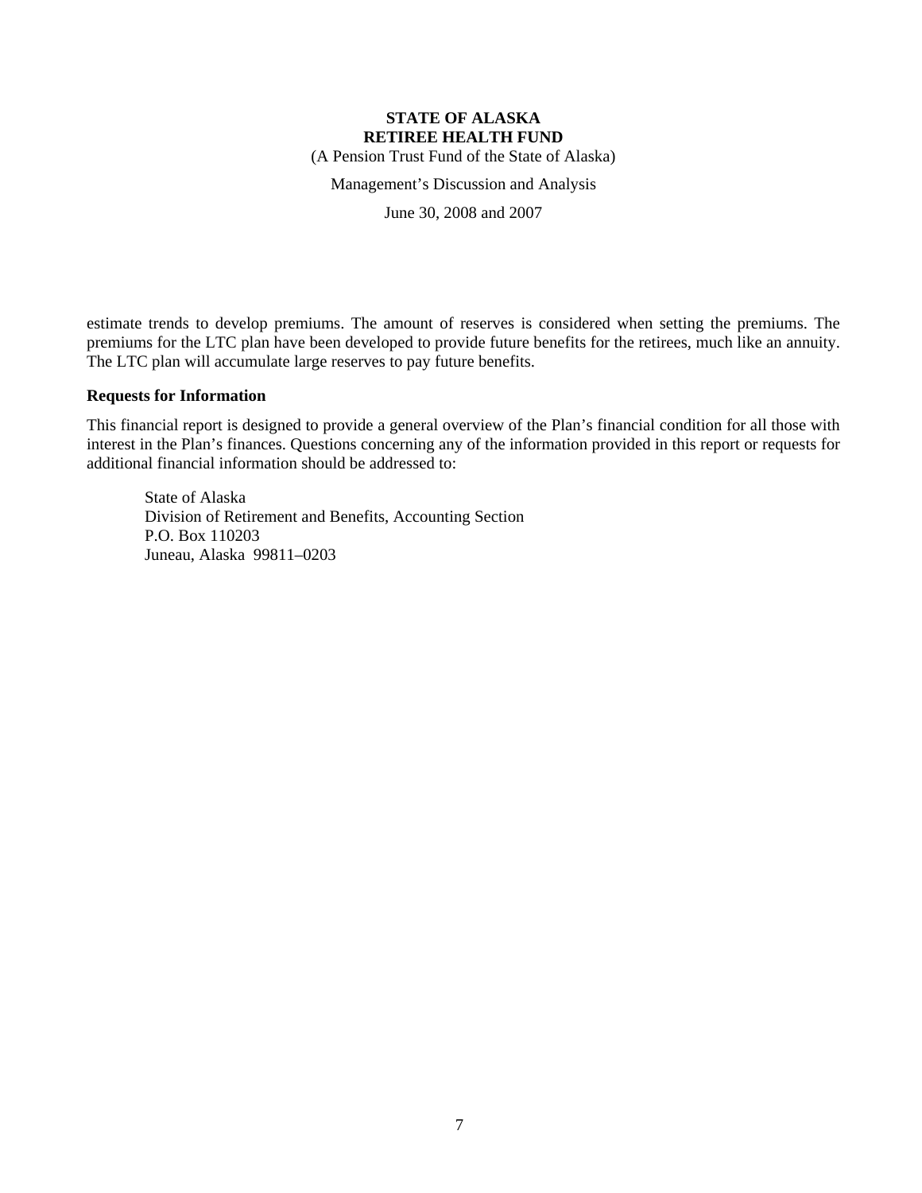estimate trends to develop premiums. The amount of reserves is considered when setting the premiums. The premiums for the LTC plan have been developed to provide future benefits for the retirees, much like an annuity. The LTC plan will accumulate large reserves to pay future benefits.

**Requests for Information**

This financial report is designed to provide a general overview of the Plan's financial condition for all those with interest in the Plan's finances. Questions concerning any of the information provided in this report or requests for additional financial information should be addressed to:

State of Alaska
Division of Retirement and Benefits, Accounting Section
P.O. Box 110203
Juneau, Alaska 99811–0203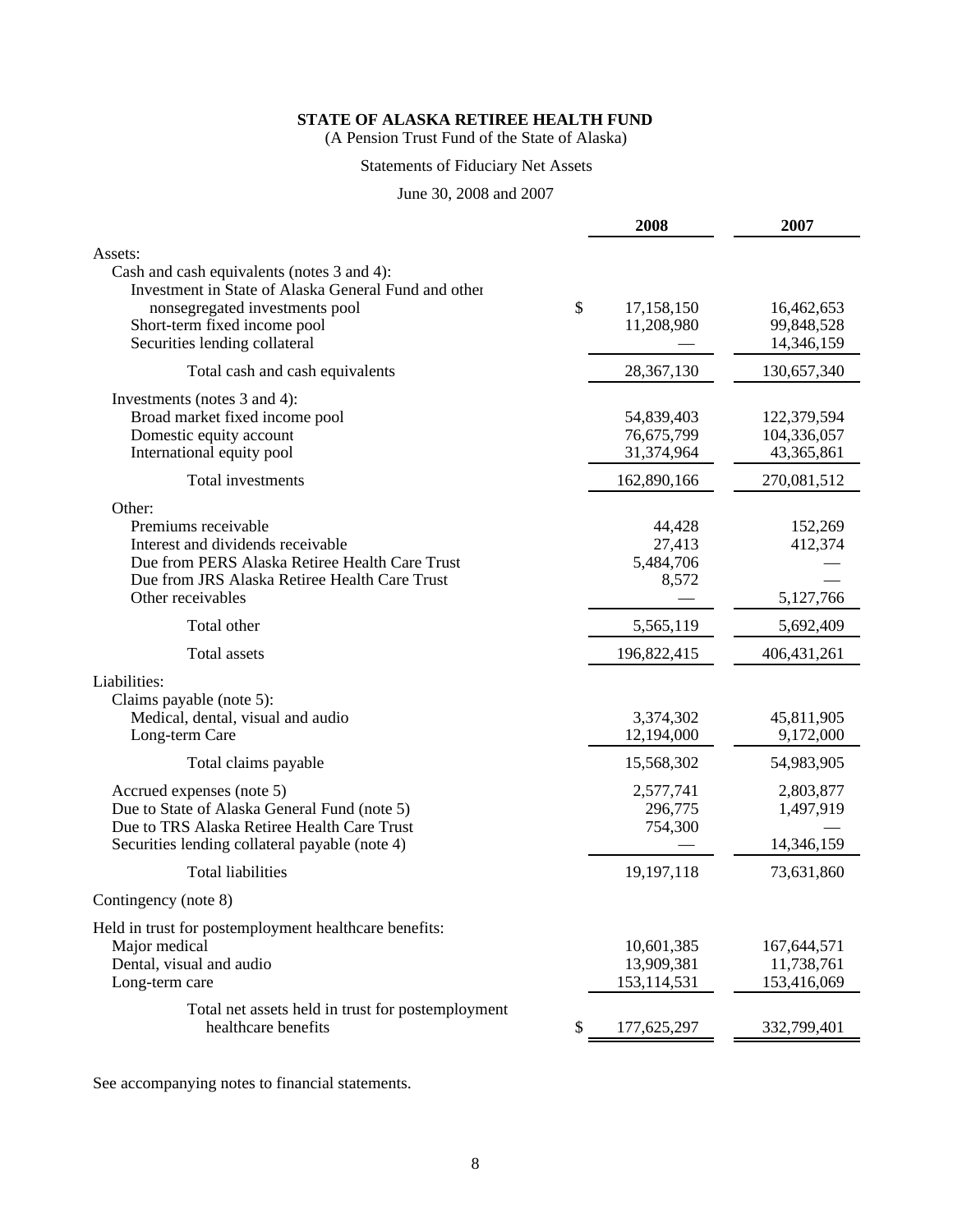**STATE OF ALASKA RETIREE HEALTH FUND**

(A Pension Trust Fund of the State of Alaska)

Statements of Fiduciary Net Assets

June 30, 2008 and 2007

| | 2008 | 2007 |
|---|---|---|
| Assets: | | |
| Cash and cash equivalents (notes 3 and 4): | | |
| Investment in State of Alaska General Fund and other nonsegregated investments pool | $ 17,158,150 | 16,462,653 |
| Short-term fixed income pool | 11,208,980 | 99,848,528 |
| Securities lending collateral | — | 14,346,159 |
| Total cash and cash equivalents | 28,367,130 | 130,657,340 |
| Investments (notes 3 and 4): | | |
| Broad market fixed income pool | 54,839,403 | 122,379,594 |
| Domestic equity account | 76,675,799 | 104,336,057 |
| International equity pool | 31,374,964 | 43,365,861 |
| Total investments | 162,890,166 | 270,081,512 |
| Other: | | |
| Premiums receivable | 44,428 | 152,269 |
| Interest and dividends receivable | 27,413 | 412,374 |
| Due from PERS Alaska Retiree Health Care Trust | 5,484,706 | — |
| Due from JRS Alaska Retiree Health Care Trust | 8,572 | — |
| Other receivables | — | 5,127,766 |
| Total other | 5,565,119 | 5,692,409 |
| Total assets | 196,822,415 | 406,431,261 |
| Liabilities: | | |
| Claims payable (note 5): | | |
| Medical, dental, visual and audio | 3,374,302 | 45,811,905 |
| Long-term Care | 12,194,000 | 9,172,000 |
| Total claims payable | 15,568,302 | 54,983,905 |
| Accrued expenses (note 5) | 2,577,741 | 2,803,877 |
| Due to State of Alaska General Fund (note 5) | 296,775 | 1,497,919 |
| Due to TRS Alaska Retiree Health Care Trust | 754,300 | — |
| Securities lending collateral payable (note 4) | — | 14,346,159 |
| Total liabilities | 19,197,118 | 73,631,860 |
| Contingency (note 8) | | |
| Held in trust for postemployment healthcare benefits: | | |
| Major medical | 10,601,385 | 167,644,571 |
| Dental, visual and audio | 13,909,381 | 11,738,761 |
| Long-term care | 153,114,531 | 153,416,069 |
| Total net assets held in trust for postemployment healthcare benefits | $ 177,625,297 | 332,799,401 |

See accompanying notes to financial statements.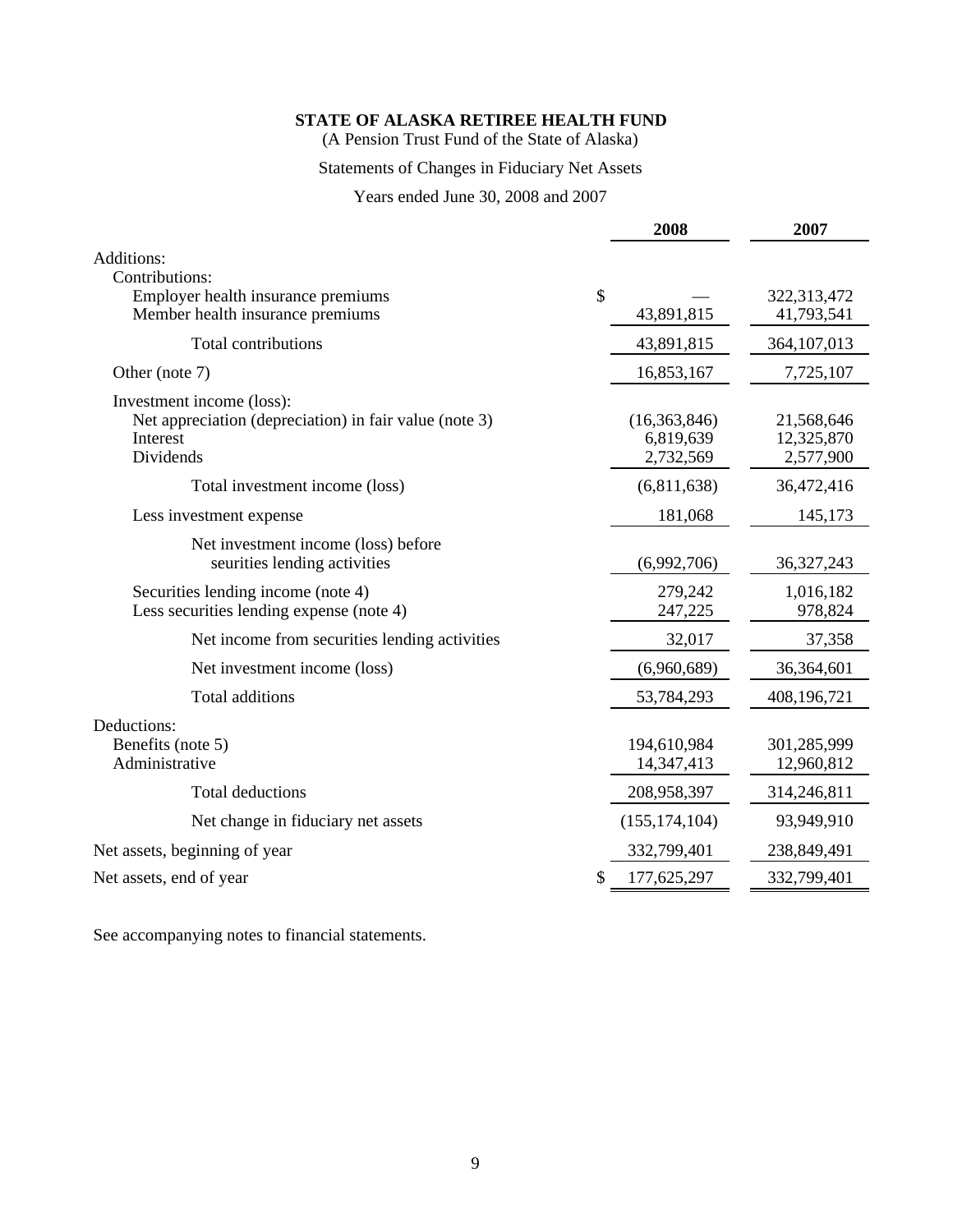# STATE OF ALASKA RETIREE HEALTH FUND

(A Pension Trust Fund of the State of Alaska)

Statements of Changes in Fiduciary Net Assets

Years ended June 30, 2008 and 2007

| | 2008 | 2007 |
|---|---|---|
| Additions: | | |
| Contributions: | | |
| Employer health insurance premiums | $ — | 322,313,472 |
| Member health insurance premiums | 43,891,815 | 41,793,541 |
| Total contributions | 43,891,815 | 364,107,013 |
| Other (note 7) | 16,853,167 | 7,725,107 |
| Investment income (loss): | | |
| Net appreciation (depreciation) in fair value (note 3) | (16,363,846) | 21,568,646 |
| Interest | 6,819,639 | 12,325,870 |
| Dividends | 2,732,569 | 2,577,900 |
| Total investment income (loss) | (6,811,638) | 36,472,416 |
| Less investment expense | 181,068 | 145,173 |
| Net investment income (loss) before seurities lending activities | (6,992,706) | 36,327,243 |
| Securities lending income (note 4) | 279,242 | 1,016,182 |
| Less securities lending expense (note 4) | 247,225 | 978,824 |
| Net income from securities lending activities | 32,017 | 37,358 |
| Net investment income (loss) | (6,960,689) | 36,364,601 |
| Total additions | 53,784,293 | 408,196,721 |
| Deductions: | | |
| Benefits (note 5) | 194,610,984 | 301,285,999 |
| Administrative | 14,347,413 | 12,960,812 |
| Total deductions | 208,958,397 | 314,246,811 |
| Net change in fiduciary net assets | (155,174,104) | 93,949,910 |
| Net assets, beginning of year | 332,799,401 | 238,849,491 |
| Net assets, end of year | $ 177,625,297 | 332,799,401 |

See accompanying notes to financial statements.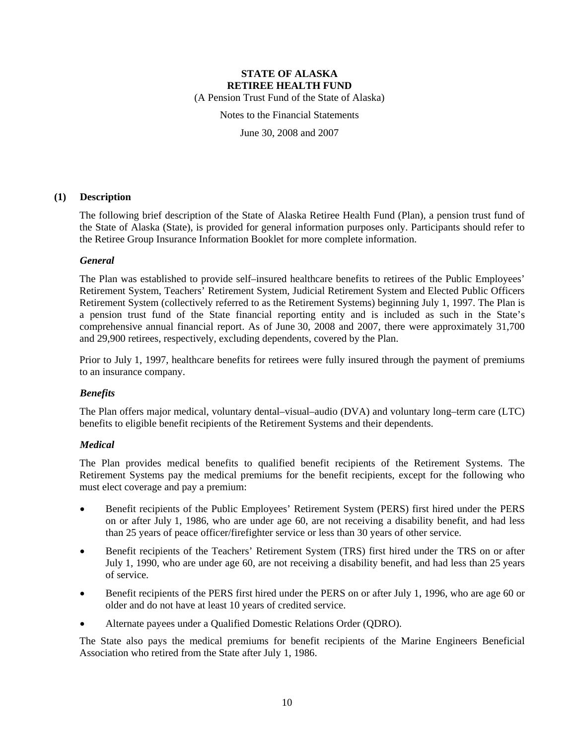**STATE OF ALASKA**
**RETIREE HEALTH FUND**
(A Pension Trust Fund of the State of Alaska)

Notes to the Financial Statements

June 30, 2008 and 2007

## (1) Description

The following brief description of the State of Alaska Retiree Health Fund (Plan), a pension trust fund of the State of Alaska (State), is provided for general information purposes only. Participants should refer to the Retiree Group Insurance Information Booklet for more complete information.

### *General*

The Plan was established to provide self–insured healthcare benefits to retirees of the Public Employees' Retirement System, Teachers' Retirement System, Judicial Retirement System and Elected Public Officers Retirement System (collectively referred to as the Retirement Systems) beginning July 1, 1997. The Plan is a pension trust fund of the State financial reporting entity and is included as such in the State's comprehensive annual financial report. As of June 30, 2008 and 2007, there were approximately 31,700 and 29,900 retirees, respectively, excluding dependents, covered by the Plan.

Prior to July 1, 1997, healthcare benefits for retirees were fully insured through the payment of premiums to an insurance company.

### *Benefits*

The Plan offers major medical, voluntary dental–visual–audio (DVA) and voluntary long–term care (LTC) benefits to eligible benefit recipients of the Retirement Systems and their dependents.

### *Medical*

The Plan provides medical benefits to qualified benefit recipients of the Retirement Systems. The Retirement Systems pay the medical premiums for the benefit recipients, except for the following who must elect coverage and pay a premium:

- Benefit recipients of the Public Employees' Retirement System (PERS) first hired under the PERS on or after July 1, 1986, who are under age 60, are not receiving a disability benefit, and had less than 25 years of peace officer/firefighter service or less than 30 years of other service.
- Benefit recipients of the Teachers' Retirement System (TRS) first hired under the TRS on or after July 1, 1990, who are under age 60, are not receiving a disability benefit, and had less than 25 years of service.
- Benefit recipients of the PERS first hired under the PERS on or after July 1, 1996, who are age 60 or older and do not have at least 10 years of credited service.
- Alternate payees under a Qualified Domestic Relations Order (QDRO).

The State also pays the medical premiums for benefit recipients of the Marine Engineers Beneficial Association who retired from the State after July 1, 1986.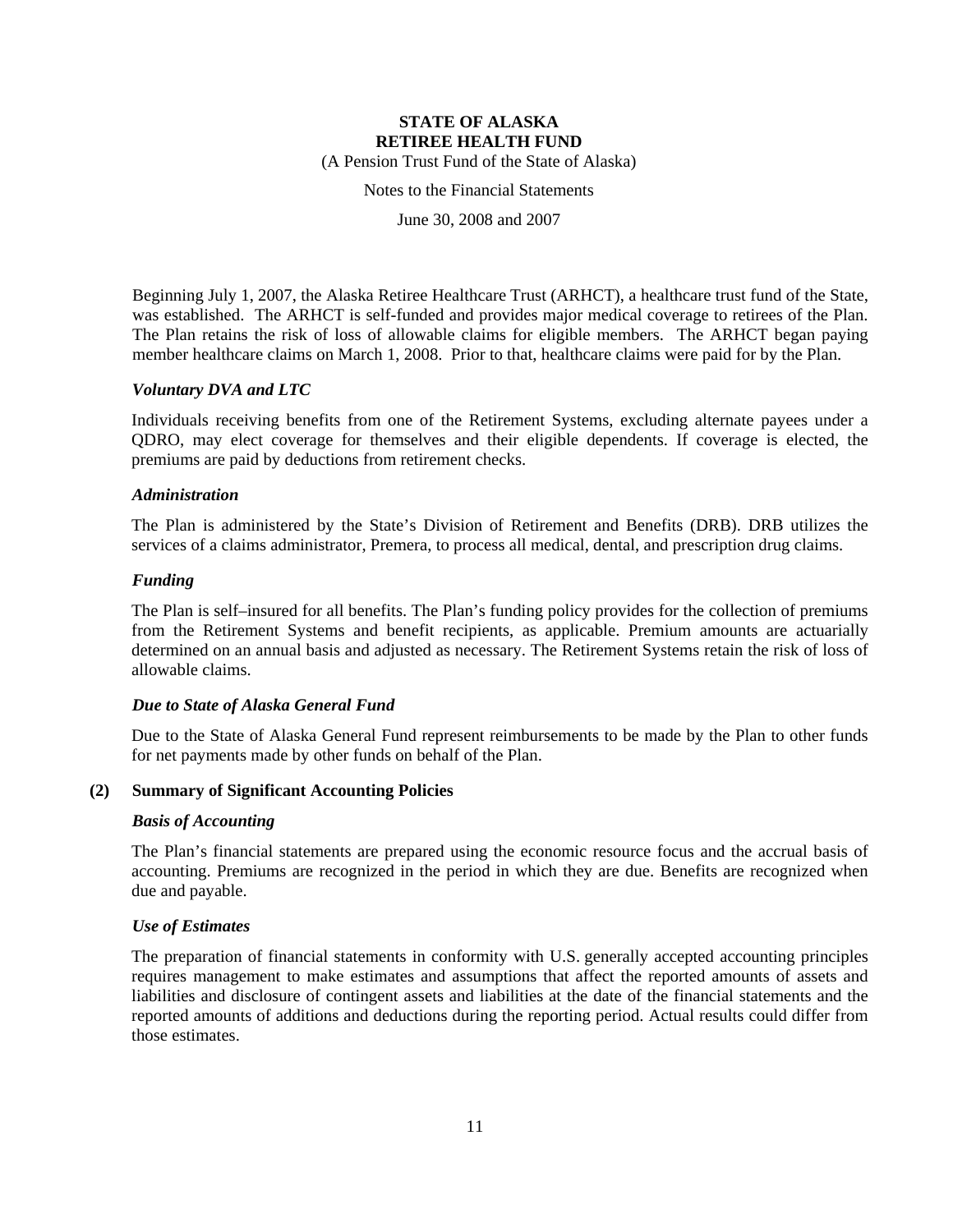Beginning July 1, 2007, the Alaska Retiree Healthcare Trust (ARHCT), a healthcare trust fund of the State, was established. The ARHCT is self-funded and provides major medical coverage to retirees of the Plan. The Plan retains the risk of loss of allowable claims for eligible members. The ARHCT began paying member healthcare claims on March 1, 2008. Prior to that, healthcare claims were paid for by the Plan.

***Voluntary DVA and LTC***

Individuals receiving benefits from one of the Retirement Systems, excluding alternate payees under a QDRO, may elect coverage for themselves and their eligible dependents. If coverage is elected, the premiums are paid by deductions from retirement checks.

***Administration***

The Plan is administered by the State's Division of Retirement and Benefits (DRB). DRB utilizes the services of a claims administrator, Premera, to process all medical, dental, and prescription drug claims.

***Funding***

The Plan is self–insured for all benefits. The Plan's funding policy provides for the collection of premiums from the Retirement Systems and benefit recipients, as applicable. Premium amounts are actuarially determined on an annual basis and adjusted as necessary. The Retirement Systems retain the risk of loss of allowable claims.

***Due to State of Alaska General Fund***

Due to the State of Alaska General Fund represent reimbursements to be made by the Plan to other funds for net payments made by other funds on behalf of the Plan.

## (2) Summary of Significant Accounting Policies

***Basis of Accounting***

The Plan's financial statements are prepared using the economic resource focus and the accrual basis of accounting. Premiums are recognized in the period in which they are due. Benefits are recognized when due and payable.

***Use of Estimates***

The preparation of financial statements in conformity with U.S. generally accepted accounting principles requires management to make estimates and assumptions that affect the reported amounts of assets and liabilities and disclosure of contingent assets and liabilities at the date of the financial statements and the reported amounts of additions and deductions during the reporting period. Actual results could differ from those estimates.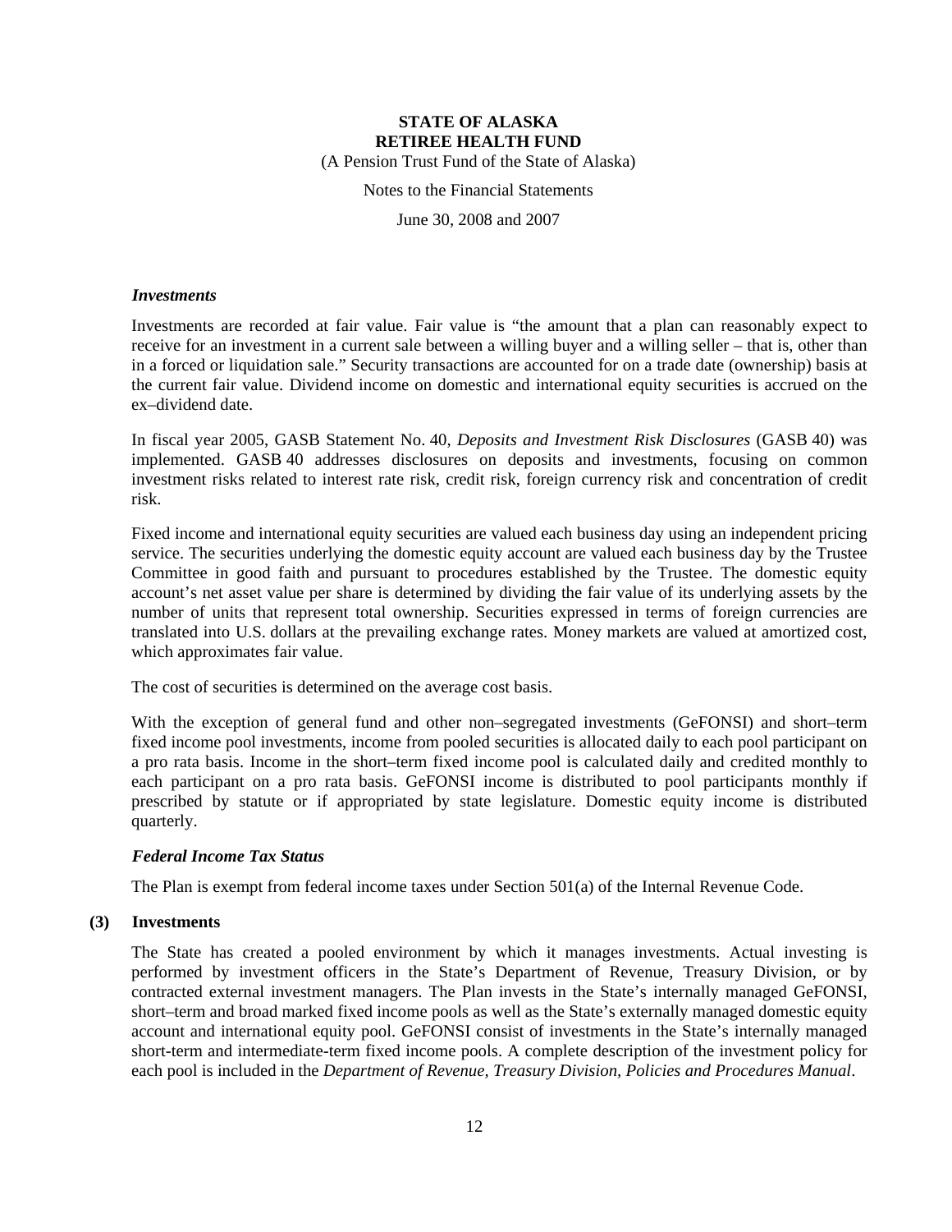### *Investments*

Investments are recorded at fair value. Fair value is "the amount that a plan can reasonably expect to receive for an investment in a current sale between a willing buyer and a willing seller – that is, other than in a forced or liquidation sale." Security transactions are accounted for on a trade date (ownership) basis at the current fair value. Dividend income on domestic and international equity securities is accrued on the ex–dividend date.

In fiscal year 2005, GASB Statement No. 40, *Deposits and Investment Risk Disclosures* (GASB 40) was implemented. GASB 40 addresses disclosures on deposits and investments, focusing on common investment risks related to interest rate risk, credit risk, foreign currency risk and concentration of credit risk.

Fixed income and international equity securities are valued each business day using an independent pricing service. The securities underlying the domestic equity account are valued each business day by the Trustee Committee in good faith and pursuant to procedures established by the Trustee. The domestic equity account's net asset value per share is determined by dividing the fair value of its underlying assets by the number of units that represent total ownership. Securities expressed in terms of foreign currencies are translated into U.S. dollars at the prevailing exchange rates. Money markets are valued at amortized cost, which approximates fair value.

The cost of securities is determined on the average cost basis.

With the exception of general fund and other non–segregated investments (GeFONSI) and short–term fixed income pool investments, income from pooled securities is allocated daily to each pool participant on a pro rata basis. Income in the short–term fixed income pool is calculated daily and credited monthly to each participant on a pro rata basis. GeFONSI income is distributed to pool participants monthly if prescribed by statute or if appropriated by state legislature. Domestic equity income is distributed quarterly.

### *Federal Income Tax Status*

The Plan is exempt from federal income taxes under Section 501(a) of the Internal Revenue Code.

## (3) Investments

The State has created a pooled environment by which it manages investments. Actual investing is performed by investment officers in the State's Department of Revenue, Treasury Division, or by contracted external investment managers. The Plan invests in the State's internally managed GeFONSI, short–term and broad marked fixed income pools as well as the State's externally managed domestic equity account and international equity pool. GeFONSI consist of investments in the State's internally managed short-term and intermediate-term fixed income pools. A complete description of the investment policy for each pool is included in the *Department of Revenue, Treasury Division, Policies and Procedures Manual*.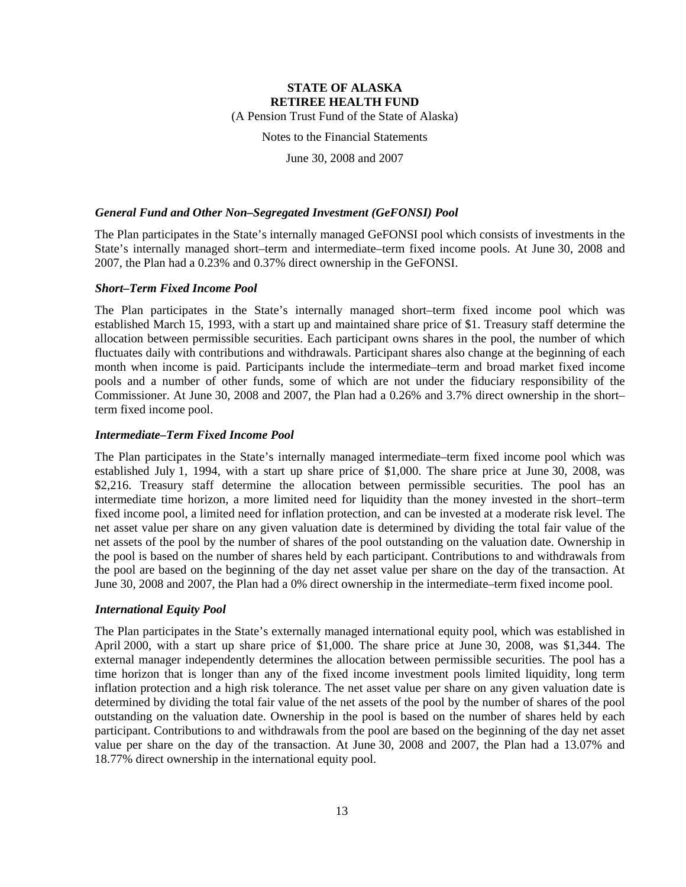### *General Fund and Other Non–Segregated Investment (GeFONSI) Pool*

The Plan participates in the State's internally managed GeFONSI pool which consists of investments in the State's internally managed short–term and intermediate–term fixed income pools. At June 30, 2008 and 2007, the Plan had a 0.23% and 0.37% direct ownership in the GeFONSI.

### *Short–Term Fixed Income Pool*

The Plan participates in the State's internally managed short–term fixed income pool which was established March 15, 1993, with a start up and maintained share price of $1. Treasury staff determine the allocation between permissible securities. Each participant owns shares in the pool, the number of which fluctuates daily with contributions and withdrawals. Participant shares also change at the beginning of each month when income is paid. Participants include the intermediate–term and broad market fixed income pools and a number of other funds, some of which are not under the fiduciary responsibility of the Commissioner. At June 30, 2008 and 2007, the Plan had a 0.26% and 3.7% direct ownership in the short–term fixed income pool.

### *Intermediate–Term Fixed Income Pool*

The Plan participates in the State's internally managed intermediate–term fixed income pool which was established July 1, 1994, with a start up share price of $1,000. The share price at June 30, 2008, was $2,216. Treasury staff determine the allocation between permissible securities. The pool has an intermediate time horizon, a more limited need for liquidity than the money invested in the short–term fixed income pool, a limited need for inflation protection, and can be invested at a moderate risk level. The net asset value per share on any given valuation date is determined by dividing the total fair value of the net assets of the pool by the number of shares of the pool outstanding on the valuation date. Ownership in the pool is based on the number of shares held by each participant. Contributions to and withdrawals from the pool are based on the beginning of the day net asset value per share on the day of the transaction. At June 30, 2008 and 2007, the Plan had a 0% direct ownership in the intermediate–term fixed income pool.

### *International Equity Pool*

The Plan participates in the State's externally managed international equity pool, which was established in April 2000, with a start up share price of $1,000. The share price at June 30, 2008, was $1,344. The external manager independently determines the allocation between permissible securities. The pool has a time horizon that is longer than any of the fixed income investment pools limited liquidity, long term inflation protection and a high risk tolerance. The net asset value per share on any given valuation date is determined by dividing the total fair value of the net assets of the pool by the number of shares of the pool outstanding on the valuation date. Ownership in the pool is based on the number of shares held by each participant. Contributions to and withdrawals from the pool are based on the beginning of the day net asset value per share on the day of the transaction. At June 30, 2008 and 2007, the Plan had a 13.07% and 18.77% direct ownership in the international equity pool.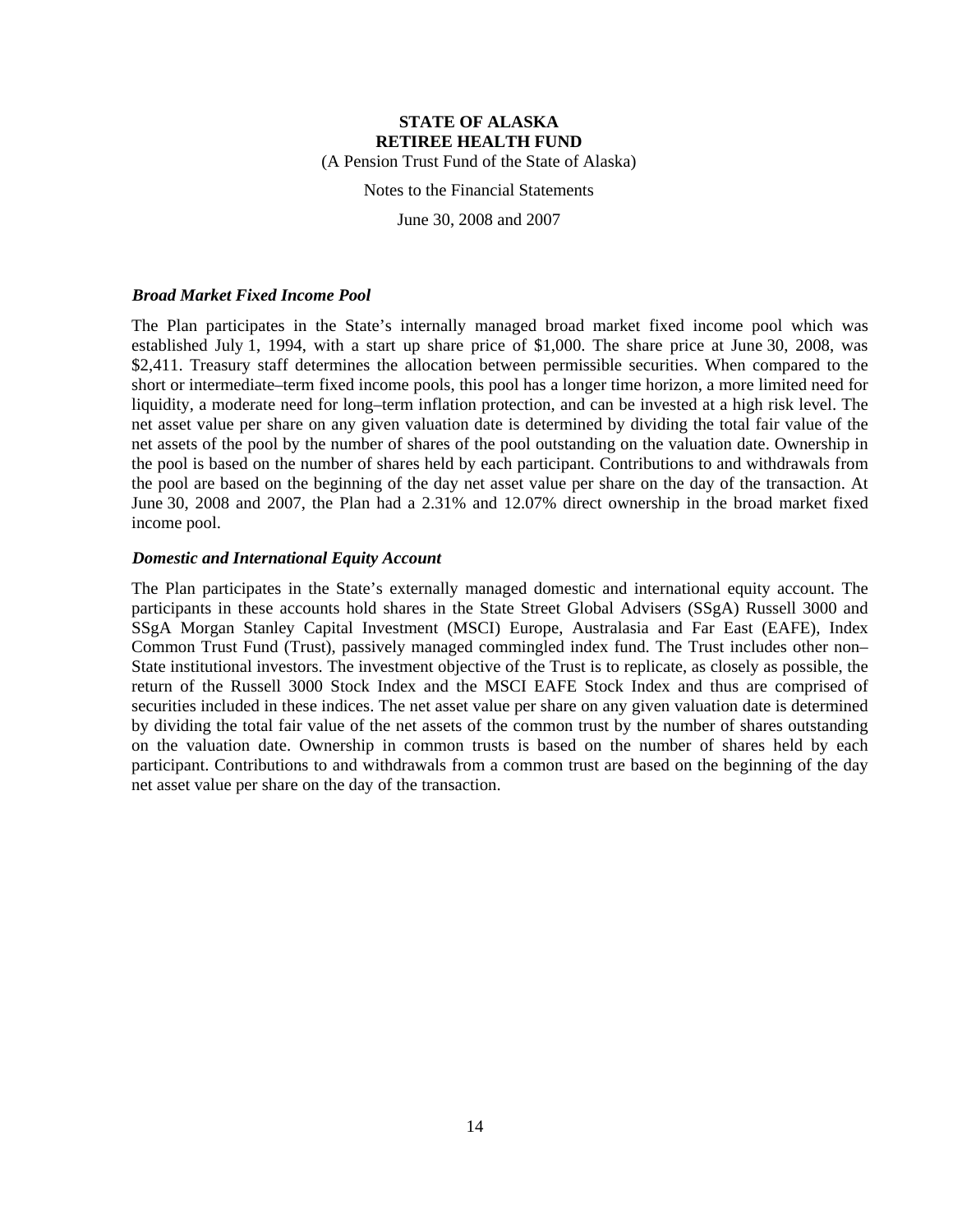**STATE OF ALASKA**
**RETIREE HEALTH FUND**
(A Pension Trust Fund of the State of Alaska)

Notes to the Financial Statements

June 30, 2008 and 2007

### *Broad Market Fixed Income Pool*

The Plan participates in the State's internally managed broad market fixed income pool which was established July 1, 1994, with a start up share price of $1,000. The share price at June 30, 2008, was $2,411. Treasury staff determines the allocation between permissible securities. When compared to the short or intermediate–term fixed income pools, this pool has a longer time horizon, a more limited need for liquidity, a moderate need for long–term inflation protection, and can be invested at a high risk level. The net asset value per share on any given valuation date is determined by dividing the total fair value of the net assets of the pool by the number of shares of the pool outstanding on the valuation date. Ownership in the pool is based on the number of shares held by each participant. Contributions to and withdrawals from the pool are based on the beginning of the day net asset value per share on the day of the transaction. At June 30, 2008 and 2007, the Plan had a 2.31% and 12.07% direct ownership in the broad market fixed income pool.

### *Domestic and International Equity Account*

The Plan participates in the State's externally managed domestic and international equity account. The participants in these accounts hold shares in the State Street Global Advisers (SSgA) Russell 3000 and SSgA Morgan Stanley Capital Investment (MSCI) Europe, Australasia and Far East (EAFE), Index Common Trust Fund (Trust), passively managed commingled index fund. The Trust includes other non–State institutional investors. The investment objective of the Trust is to replicate, as closely as possible, the return of the Russell 3000 Stock Index and the MSCI EAFE Stock Index and thus are comprised of securities included in these indices. The net asset value per share on any given valuation date is determined by dividing the total fair value of the net assets of the common trust by the number of shares outstanding on the valuation date. Ownership in common trusts is based on the number of shares held by each participant. Contributions to and withdrawals from a common trust are based on the beginning of the day net asset value per share on the day of the transaction.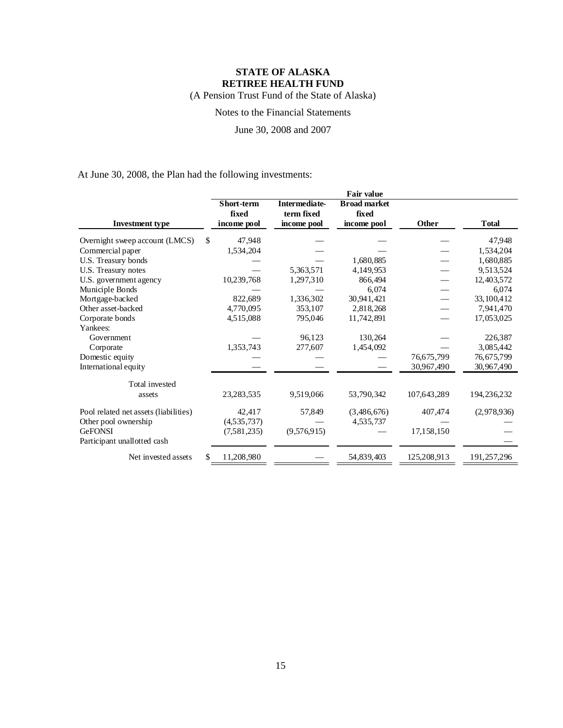# STATE OF ALASKA
# RETIREE HEALTH FUND

(A Pension Trust Fund of the State of Alaska)

Notes to the Financial Statements

June 30, 2008 and 2007

At June 30, 2008, the Plan had the following investments:

| | Fair value | | | | |
|---|---|---|---|---|---|
| **Investment type** | **Short-term fixed income pool** | **Intermediate-term fixed income pool** | **Broad market fixed income pool** | **Other** | **Total** |
| Overnight sweep account (LMCS) | $ 47,948 | — | — | — | 47,948 |
| Commercial paper | 1,534,204 | — | — | — | 1,534,204 |
| U.S. Treasury bonds | — | — | 1,680,885 | — | 1,680,885 |
| U.S. Treasury notes | — | 5,363,571 | 4,149,953 | — | 9,513,524 |
| U.S. government agency | 10,239,768 | 1,297,310 | 866,494 | — | 12,403,572 |
| Municiple Bonds | — | — | 6,074 | — | 6,074 |
| Mortgage-backed | 822,689 | 1,336,302 | 30,941,421 | — | 33,100,412 |
| Other asset-backed | 4,770,095 | 353,107 | 2,818,268 | — | 7,941,470 |
| Corporate bonds | 4,515,088 | 795,046 | 11,742,891 | — | 17,053,025 |
| Yankees: | | | | | |
| Government | — | 96,123 | 130,264 | — | 226,387 |
| Corporate | 1,353,743 | 277,607 | 1,454,092 | — | 3,085,442 |
| Domestic equity | — | — | — | 76,675,799 | 76,675,799 |
| International equity | — | — | — | 30,967,490 | 30,967,490 |
| Total invested assets | 23,283,535 | 9,519,066 | 53,790,342 | 107,643,289 | 194,236,232 |
| Pool related net assets (liabilities) | 42,417 | 57,849 | (3,486,676) | 407,474 | (2,978,936) |
| Other pool ownership | (4,535,737) | | 4,535,737 | | — |
| GeFONSI | (7,581,235) | (9,576,915) | — | 17,158,150 | — |
| Participant unallotted cash | | | | | — |
| Net invested assets | $ 11,208,980 | — | 54,839,403 | 125,208,913 | 191,257,296 |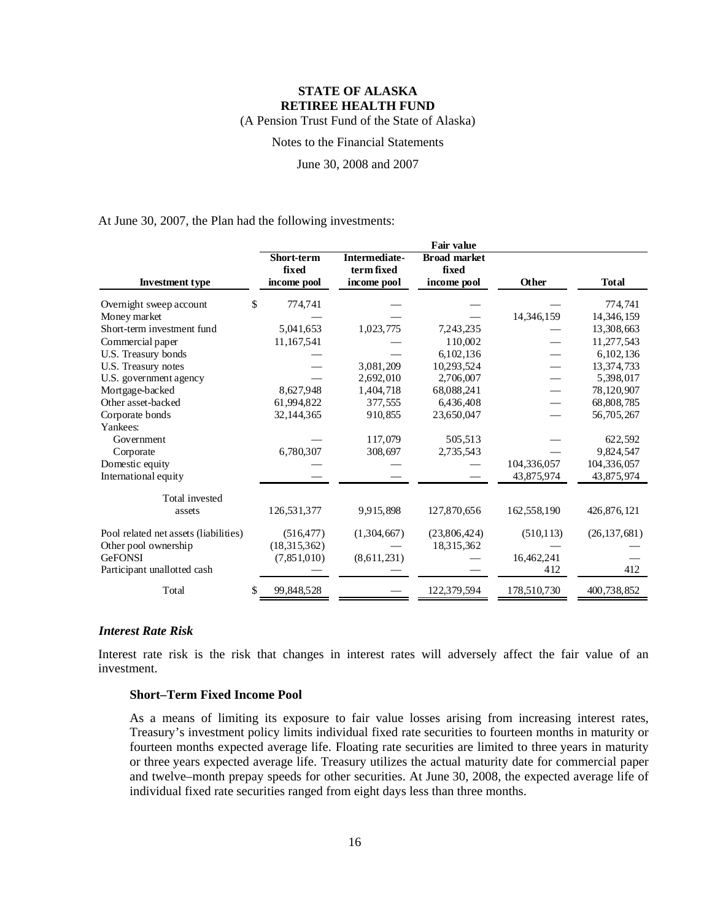**STATE OF ALASKA**
**RETIREE HEALTH FUND**
(A Pension Trust Fund of the State of Alaska)

Notes to the Financial Statements

June 30, 2008 and 2007

At June 30, 2007, the Plan had the following investments:

| | Fair value | | | | |
|---|---|---|---|---|---|
| **Investment type** | **Short-term fixed income pool** | **Intermediate-term fixed income pool** | **Broad market fixed income pool** | **Other** | **Total** |
| Overnight sweep account | $ 774,741 | — | — | — | 774,741 |
| Money market | — | — | — | 14,346,159 | 14,346,159 |
| Short-term investment fund | 5,041,653 | 1,023,775 | 7,243,235 | — | 13,308,663 |
| Commercial paper | 11,167,541 | — | 110,002 | — | 11,277,543 |
| U.S. Treasury bonds | — | — | 6,102,136 | — | 6,102,136 |
| U.S. Treasury notes | — | 3,081,209 | 10,293,524 | — | 13,374,733 |
| U.S. government agency | — | 2,692,010 | 2,706,007 | — | 5,398,017 |
| Mortgage-backed | 8,627,948 | 1,404,718 | 68,088,241 | — | 78,120,907 |
| Other asset-backed | 61,994,822 | 377,555 | 6,436,408 | — | 68,808,785 |
| Corporate bonds | 32,144,365 | 910,855 | 23,650,047 | — | 56,705,267 |
| Yankees: | | | | | |
| Government | — | 117,079 | 505,513 | — | 622,592 |
| Corporate | 6,780,307 | 308,697 | 2,735,543 | — | 9,824,547 |
| Domestic equity | — | — | — | 104,336,057 | 104,336,057 |
| International equity | — | — | — | 43,875,974 | 43,875,974 |
| Total invested assets | 126,531,377 | 9,915,898 | 127,870,656 | 162,558,190 | 426,876,121 |
| Pool related net assets (liabilities) | (516,477) | (1,304,667) | (23,806,424) | (510,113) | (26,137,681) |
| Other pool ownership | (18,315,362) | — | 18,315,362 | — | — |
| GeFONSI | (7,851,010) | (8,611,231) | — | 16,462,241 | — |
| Participant unallotted cash | — | — | — | 412 | 412 |
| Total | $ 99,848,528 | — | 122,379,594 | 178,510,730 | 400,738,852 |

### *Interest Rate Risk*

Interest rate risk is the risk that changes in interest rates will adversely affect the fair value of an investment.

#### Short–Term Fixed Income Pool

As a means of limiting its exposure to fair value losses arising from increasing interest rates, Treasury's investment policy limits individual fixed rate securities to fourteen months in maturity or fourteen months expected average life. Floating rate securities are limited to three years in maturity or three years expected average life. Treasury utilizes the actual maturity date for commercial paper and twelve–month prepay speeds for other securities. At June 30, 2008, the expected average life of individual fixed rate securities ranged from eight days less than three months.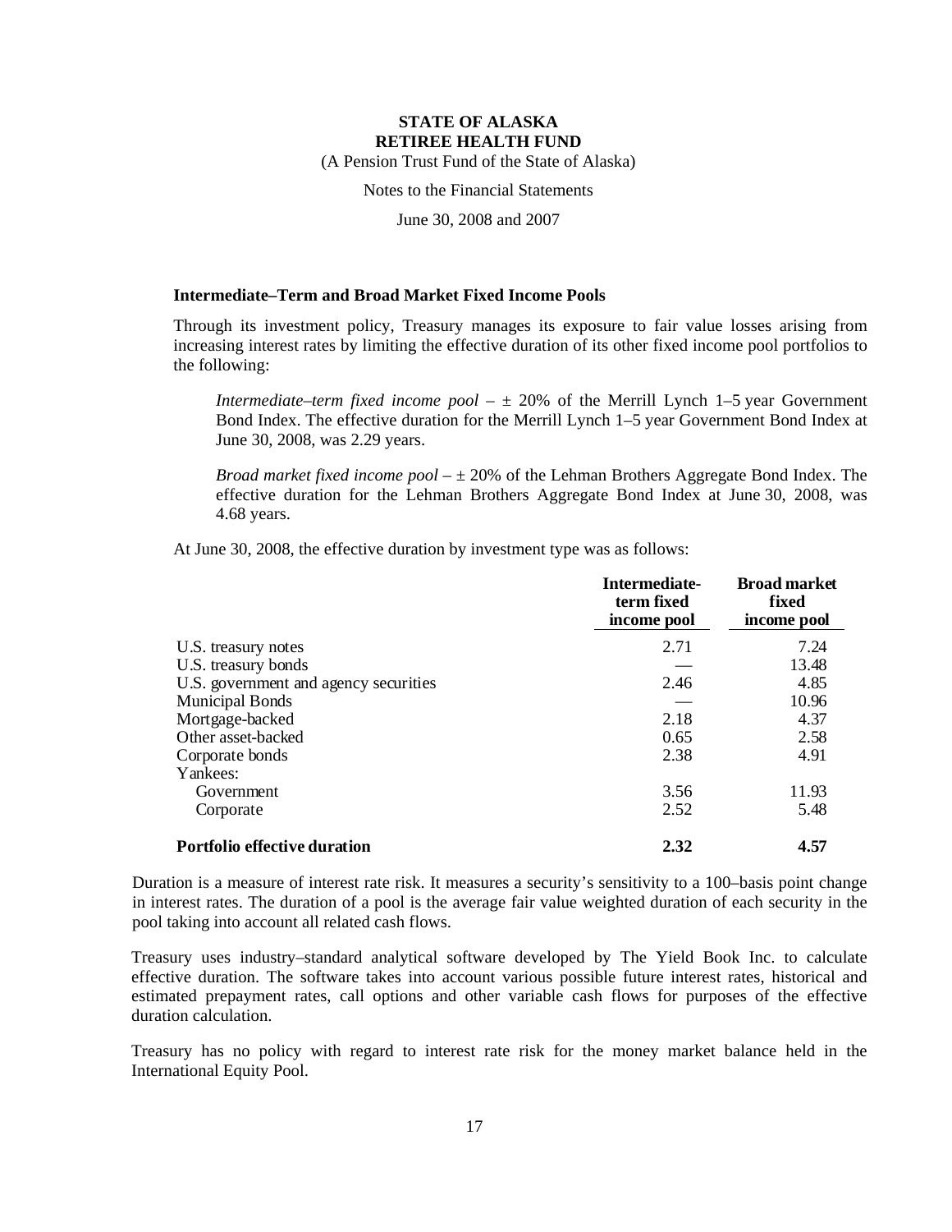**STATE OF ALASKA**
**RETIREE HEALTH FUND**
(A Pension Trust Fund of the State of Alaska)

Notes to the Financial Statements

June 30, 2008 and 2007

### Intermediate–Term and Broad Market Fixed Income Pools

Through its investment policy, Treasury manages its exposure to fair value losses arising from increasing interest rates by limiting the effective duration of its other fixed income pool portfolios to the following:

*Intermediate–term fixed income pool* – ± 20% of the Merrill Lynch 1–5 year Government Bond Index. The effective duration for the Merrill Lynch 1–5 year Government Bond Index at June 30, 2008, was 2.29 years.

*Broad market fixed income pool* – ± 20% of the Lehman Brothers Aggregate Bond Index. The effective duration for the Lehman Brothers Aggregate Bond Index at June 30, 2008, was 4.68 years.

At June 30, 2008, the effective duration by investment type was as follows:

| | Intermediate-term fixed income pool | Broad market fixed income pool |
|---|---|---|
| U.S. treasury notes | 2.71 | 7.24 |
| U.S. treasury bonds | — | 13.48 |
| U.S. government and agency securities | 2.46 | 4.85 |
| Municipal Bonds | — | 10.96 |
| Mortgage-backed | 2.18 | 4.37 |
| Other asset-backed | 0.65 | 2.58 |
| Corporate bonds | 2.38 | 4.91 |
| Yankees: | | |
| Government | 3.56 | 11.93 |
| Corporate | 2.52 | 5.48 |
| **Portfolio effective duration** | **2.32** | **4.57** |

Duration is a measure of interest rate risk. It measures a security's sensitivity to a 100–basis point change in interest rates. The duration of a pool is the average fair value weighted duration of each security in the pool taking into account all related cash flows.

Treasury uses industry–standard analytical software developed by The Yield Book Inc. to calculate effective duration. The software takes into account various possible future interest rates, historical and estimated prepayment rates, call options and other variable cash flows for purposes of the effective duration calculation.

Treasury has no policy with regard to interest rate risk for the money market balance held in the International Equity Pool.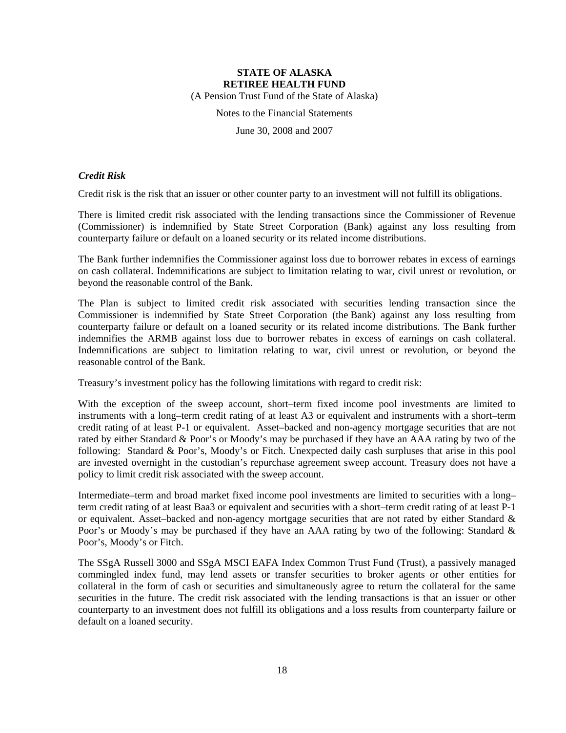### *Credit Risk*

Credit risk is the risk that an issuer or other counter party to an investment will not fulfill its obligations.

There is limited credit risk associated with the lending transactions since the Commissioner of Revenue (Commissioner) is indemnified by State Street Corporation (Bank) against any loss resulting from counterparty failure or default on a loaned security or its related income distributions.

The Bank further indemnifies the Commissioner against loss due to borrower rebates in excess of earnings on cash collateral. Indemnifications are subject to limitation relating to war, civil unrest or revolution, or beyond the reasonable control of the Bank.

The Plan is subject to limited credit risk associated with securities lending transaction since the Commissioner is indemnified by State Street Corporation (the Bank) against any loss resulting from counterparty failure or default on a loaned security or its related income distributions. The Bank further indemnifies the ARMB against loss due to borrower rebates in excess of earnings on cash collateral. Indemnifications are subject to limitation relating to war, civil unrest or revolution, or beyond the reasonable control of the Bank.

Treasury's investment policy has the following limitations with regard to credit risk:

With the exception of the sweep account, short–term fixed income pool investments are limited to instruments with a long–term credit rating of at least A3 or equivalent and instruments with a short–term credit rating of at least P-1 or equivalent. Asset–backed and non-agency mortgage securities that are not rated by either Standard & Poor's or Moody's may be purchased if they have an AAA rating by two of the following: Standard & Poor's, Moody's or Fitch. Unexpected daily cash surpluses that arise in this pool are invested overnight in the custodian's repurchase agreement sweep account. Treasury does not have a policy to limit credit risk associated with the sweep account.

Intermediate–term and broad market fixed income pool investments are limited to securities with a long–term credit rating of at least Baa3 or equivalent and securities with a short–term credit rating of at least P-1 or equivalent. Asset–backed and non-agency mortgage securities that are not rated by either Standard & Poor's or Moody's may be purchased if they have an AAA rating by two of the following: Standard & Poor's, Moody's or Fitch.

The SSgA Russell 3000 and SSgA MSCI EAFA Index Common Trust Fund (Trust), a passively managed commingled index fund, may lend assets or transfer securities to broker agents or other entities for collateral in the form of cash or securities and simultaneously agree to return the collateral for the same securities in the future. The credit risk associated with the lending transactions is that an issuer or other counterparty to an investment does not fulfill its obligations and a loss results from counterparty failure or default on a loaned security.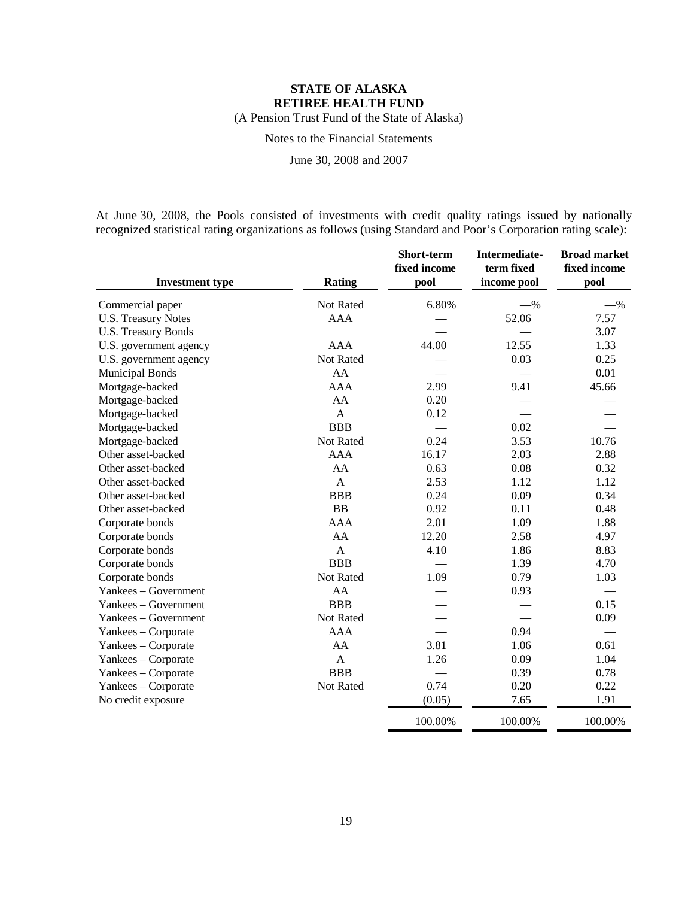**STATE OF ALASKA**
**RETIREE HEALTH FUND**
(A Pension Trust Fund of the State of Alaska)

Notes to the Financial Statements

June 30, 2008 and 2007

At June 30, 2008, the Pools consisted of investments with credit quality ratings issued by nationally recognized statistical rating organizations as follows (using Standard and Poor's Corporation rating scale):

| Investment type | Rating | Short-term fixed income pool | Intermediate-term fixed income pool | Broad market fixed income pool |
|---|---|---|---|---|
| Commercial paper | Not Rated | 6.80% | —% | —% |
| U.S. Treasury Notes | AAA | — | 52.06 | 7.57 |
| U.S. Treasury Bonds | | — | — | 3.07 |
| U.S. government agency | AAA | 44.00 | 12.55 | 1.33 |
| U.S. government agency | Not Rated | — | 0.03 | 0.25 |
| Municipal Bonds | AA | — | — | 0.01 |
| Mortgage-backed | AAA | 2.99 | 9.41 | 45.66 |
| Mortgage-backed | AA | 0.20 | — | — |
| Mortgage-backed | A | 0.12 | — | — |
| Mortgage-backed | BBB | — | 0.02 | — |
| Mortgage-backed | Not Rated | 0.24 | 3.53 | 10.76 |
| Other asset-backed | AAA | 16.17 | 2.03 | 2.88 |
| Other asset-backed | AA | 0.63 | 0.08 | 0.32 |
| Other asset-backed | A | 2.53 | 1.12 | 1.12 |
| Other asset-backed | BBB | 0.24 | 0.09 | 0.34 |
| Other asset-backed | BB | 0.92 | 0.11 | 0.48 |
| Corporate bonds | AAA | 2.01 | 1.09 | 1.88 |
| Corporate bonds | AA | 12.20 | 2.58 | 4.97 |
| Corporate bonds | A | 4.10 | 1.86 | 8.83 |
| Corporate bonds | BBB | — | 1.39 | 4.70 |
| Corporate bonds | Not Rated | 1.09 | 0.79 | 1.03 |
| Yankees – Government | AA | — | 0.93 | — |
| Yankees – Government | BBB | — | — | 0.15 |
| Yankees – Government | Not Rated | — | — | 0.09 |
| Yankees – Corporate | AAA | — | 0.94 | — |
| Yankees – Corporate | AA | 3.81 | 1.06 | 0.61 |
| Yankees – Corporate | A | 1.26 | 0.09 | 1.04 |
| Yankees – Corporate | BBB | — | 0.39 | 0.78 |
| Yankees – Corporate | Not Rated | 0.74 | 0.20 | 0.22 |
| No credit exposure | | (0.05) | 7.65 | 1.91 |
| | | 100.00% | 100.00% | 100.00% |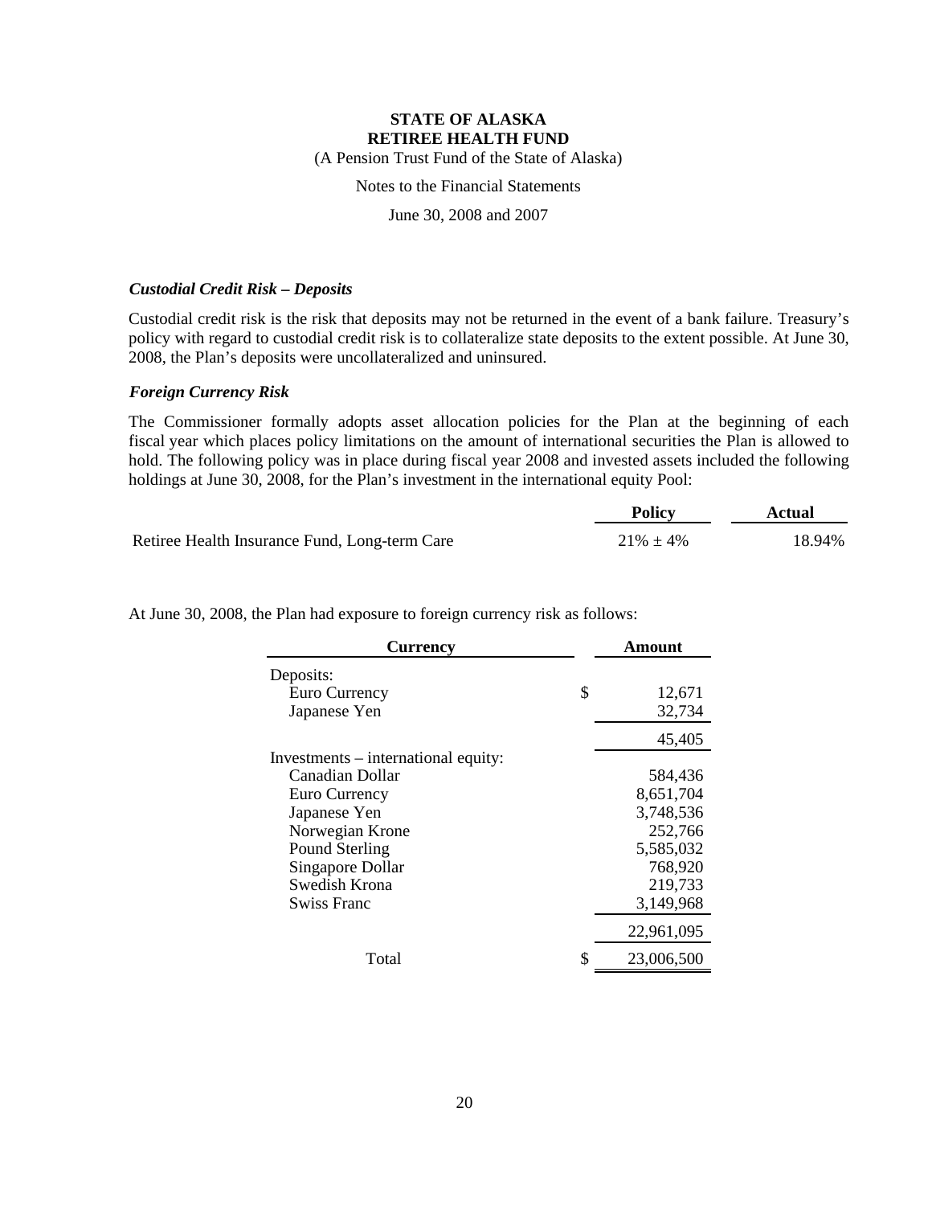**STATE OF ALASKA**
**RETIREE HEALTH FUND**
(A Pension Trust Fund of the State of Alaska)

Notes to the Financial Statements

June 30, 2008 and 2007

### *Custodial Credit Risk – Deposits*

Custodial credit risk is the risk that deposits may not be returned in the event of a bank failure. Treasury's policy with regard to custodial credit risk is to collateralize state deposits to the extent possible. At June 30, 2008, the Plan's deposits were uncollateralized and uninsured.

### *Foreign Currency Risk*

The Commissioner formally adopts asset allocation policies for the Plan at the beginning of each fiscal year which places policy limitations on the amount of international securities the Plan is allowed to hold. The following policy was in place during fiscal year 2008 and invested assets included the following holdings at June 30, 2008, for the Plan's investment in the international equity Pool:

| | Policy | Actual |
|---|---|---|
| Retiree Health Insurance Fund, Long-term Care | 21% ± 4% | 18.94% |

At June 30, 2008, the Plan had exposure to foreign currency risk as follows:

| Currency | Amount |
|---|---|
| Deposits: | |
| Euro Currency | $ 12,671 |
| Japanese Yen | 32,734 |
| | 45,405 |
| Investments – international equity: | |
| Canadian Dollar | 584,436 |
| Euro Currency | 8,651,704 |
| Japanese Yen | 3,748,536 |
| Norwegian Krone | 252,766 |
| Pound Sterling | 5,585,032 |
| Singapore Dollar | 768,920 |
| Swedish Krona | 219,733 |
| Swiss Franc | 3,149,968 |
| | 22,961,095 |
| Total | $ 23,006,500 |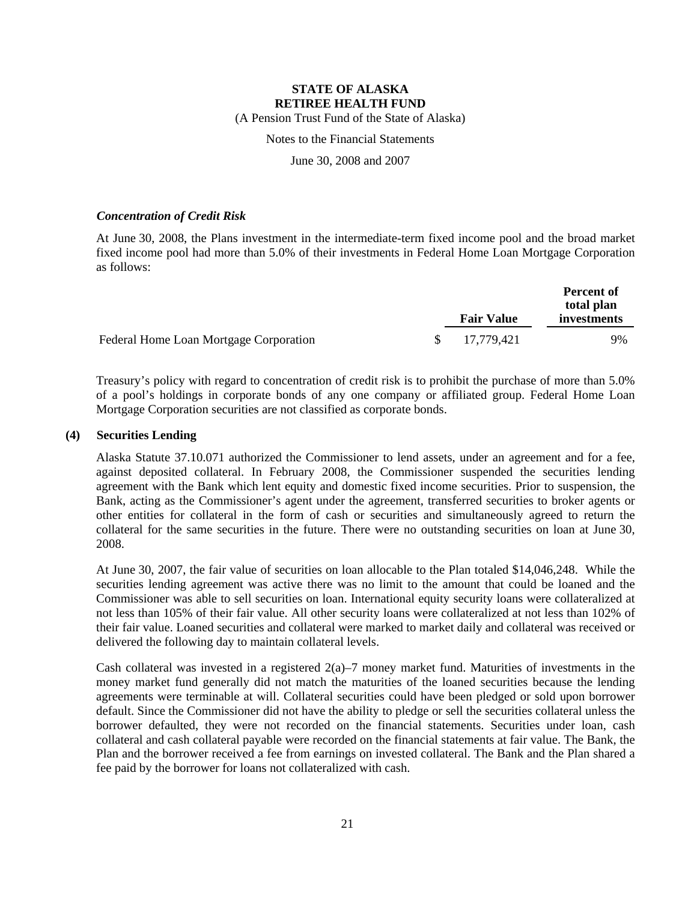**STATE OF ALASKA**
**RETIREE HEALTH FUND**
(A Pension Trust Fund of the State of Alaska)

Notes to the Financial Statements

June 30, 2008 and 2007

***Concentration of Credit Risk***

At June 30, 2008, the Plans investment in the intermediate-term fixed income pool and the broad market fixed income pool had more than 5.0% of their investments in Federal Home Loan Mortgage Corporation as follows:

| | Fair Value | Percent of total plan investments |
|---|---|---|
| Federal Home Loan Mortgage Corporation | $ 17,779,421 | 9% |

Treasury's policy with regard to concentration of credit risk is to prohibit the purchase of more than 5.0% of a pool's holdings in corporate bonds of any one company or affiliated group. Federal Home Loan Mortgage Corporation securities are not classified as corporate bonds.

**(4) Securities Lending**

Alaska Statute 37.10.071 authorized the Commissioner to lend assets, under an agreement and for a fee, against deposited collateral. In February 2008, the Commissioner suspended the securities lending agreement with the Bank which lent equity and domestic fixed income securities. Prior to suspension, the Bank, acting as the Commissioner's agent under the agreement, transferred securities to broker agents or other entities for collateral in the form of cash or securities and simultaneously agreed to return the collateral for the same securities in the future. There were no outstanding securities on loan at June 30, 2008.

At June 30, 2007, the fair value of securities on loan allocable to the Plan totaled $14,046,248. While the securities lending agreement was active there was no limit to the amount that could be loaned and the Commissioner was able to sell securities on loan. International equity security loans were collateralized at not less than 105% of their fair value. All other security loans were collateralized at not less than 102% of their fair value. Loaned securities and collateral were marked to market daily and collateral was received or delivered the following day to maintain collateral levels.

Cash collateral was invested in a registered 2(a)–7 money market fund. Maturities of investments in the money market fund generally did not match the maturities of the loaned securities because the lending agreements were terminable at will. Collateral securities could have been pledged or sold upon borrower default. Since the Commissioner did not have the ability to pledge or sell the securities collateral unless the borrower defaulted, they were not recorded on the financial statements. Securities under loan, cash collateral and cash collateral payable were recorded on the financial statements at fair value. The Bank, the Plan and the borrower received a fee from earnings on invested collateral. The Bank and the Plan shared a fee paid by the borrower for loans not collateralized with cash.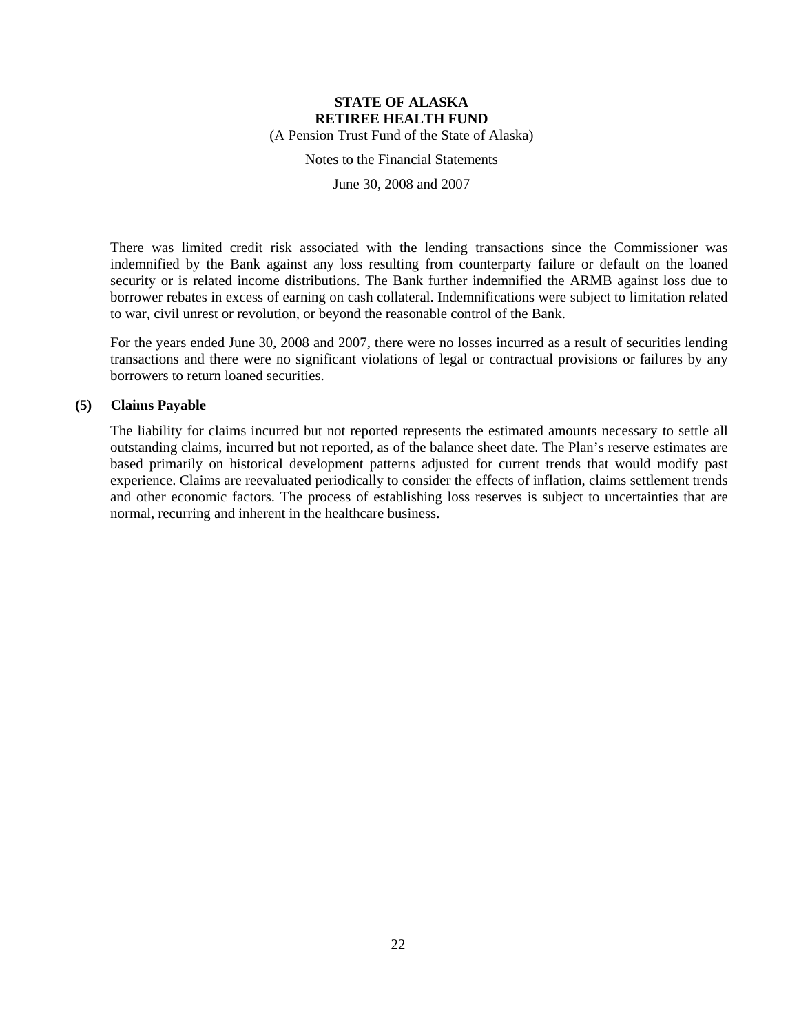There was limited credit risk associated with the lending transactions since the Commissioner was indemnified by the Bank against any loss resulting from counterparty failure or default on the loaned security or is related income distributions. The Bank further indemnified the ARMB against loss due to borrower rebates in excess of earning on cash collateral. Indemnifications were subject to limitation related to war, civil unrest or revolution, or beyond the reasonable control of the Bank.

For the years ended June 30, 2008 and 2007, there were no losses incurred as a result of securities lending transactions and there were no significant violations of legal or contractual provisions or failures by any borrowers to return loaned securities.

## (5) Claims Payable

The liability for claims incurred but not reported represents the estimated amounts necessary to settle all outstanding claims, incurred but not reported, as of the balance sheet date. The Plan's reserve estimates are based primarily on historical development patterns adjusted for current trends that would modify past experience. Claims are reevaluated periodically to consider the effects of inflation, claims settlement trends and other economic factors. The process of establishing loss reserves is subject to uncertainties that are normal, recurring and inherent in the healthcare business.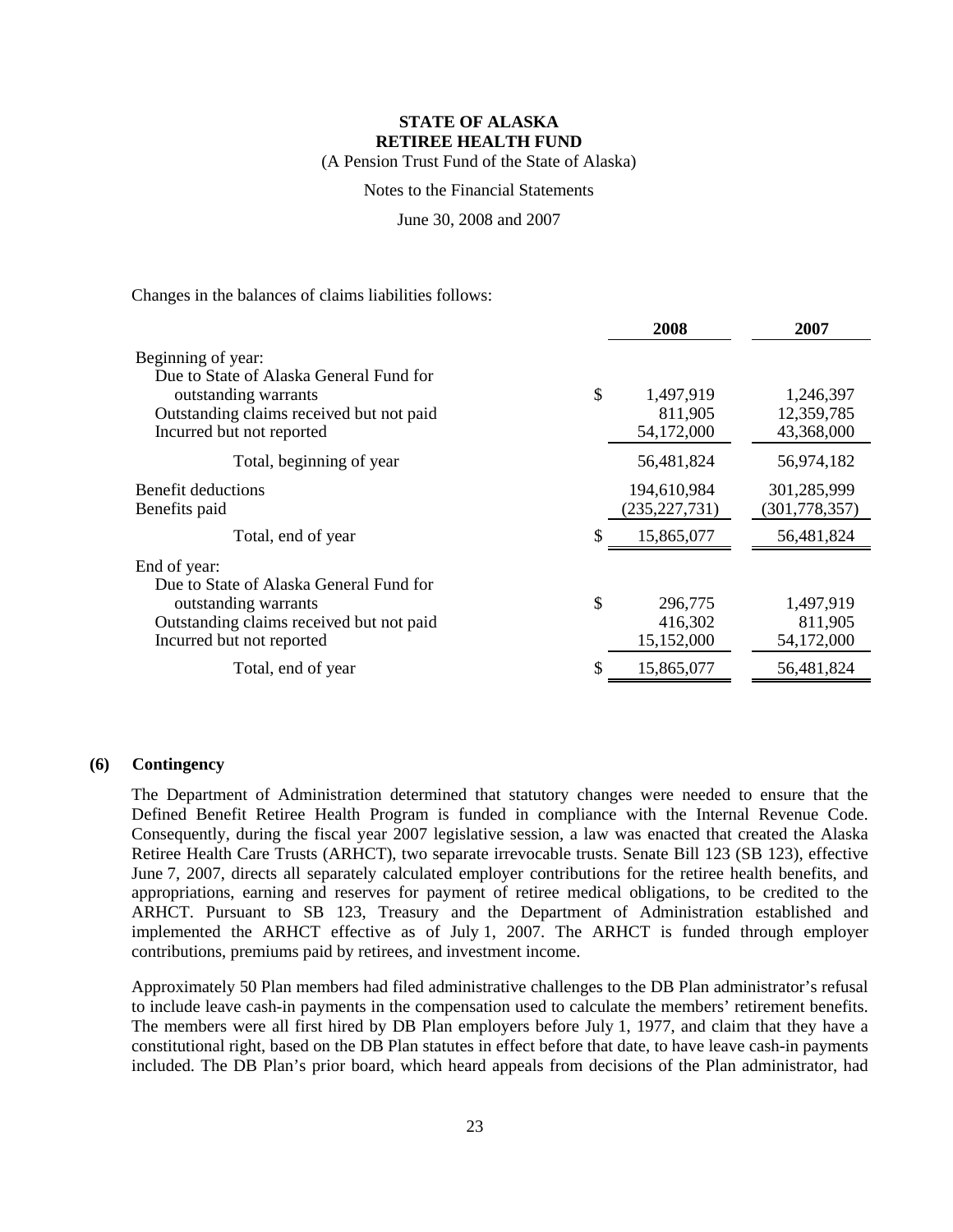Changes in the balances of claims liabilities follows:

| | 2008 | 2007 |
|---|---|---|
| Beginning of year: | | |
| Due to State of Alaska General Fund for outstanding warrants | $ 1,497,919 | 1,246,397 |
| Outstanding claims received but not paid | 811,905 | 12,359,785 |
| Incurred but not reported | 54,172,000 | 43,368,000 |
| Total, beginning of year | 56,481,824 | 56,974,182 |
| Benefit deductions | 194,610,984 | 301,285,999 |
| Benefits paid | (235,227,731) | (301,778,357) |
| Total, end of year | $ 15,865,077 | 56,481,824 |
| End of year: | | |
| Due to State of Alaska General Fund for outstanding warrants | $ 296,775 | 1,497,919 |
| Outstanding claims received but not paid | 416,302 | 811,905 |
| Incurred but not reported | 15,152,000 | 54,172,000 |
| Total, end of year | $ 15,865,077 | 56,481,824 |

## (6) Contingency

The Department of Administration determined that statutory changes were needed to ensure that the Defined Benefit Retiree Health Program is funded in compliance with the Internal Revenue Code. Consequently, during the fiscal year 2007 legislative session, a law was enacted that created the Alaska Retiree Health Care Trusts (ARHCT), two separate irrevocable trusts. Senate Bill 123 (SB 123), effective June 7, 2007, directs all separately calculated employer contributions for the retiree health benefits, and appropriations, earning and reserves for payment of retiree medical obligations, to be credited to the ARHCT. Pursuant to SB 123, Treasury and the Department of Administration established and implemented the ARHCT effective as of July 1, 2007. The ARHCT is funded through employer contributions, premiums paid by retirees, and investment income.

Approximately 50 Plan members had filed administrative challenges to the DB Plan administrator's refusal to include leave cash-in payments in the compensation used to calculate the members' retirement benefits. The members were all first hired by DB Plan employers before July 1, 1977, and claim that they have a constitutional right, based on the DB Plan statutes in effect before that date, to have leave cash-in payments included. The DB Plan's prior board, which heard appeals from decisions of the Plan administrator, had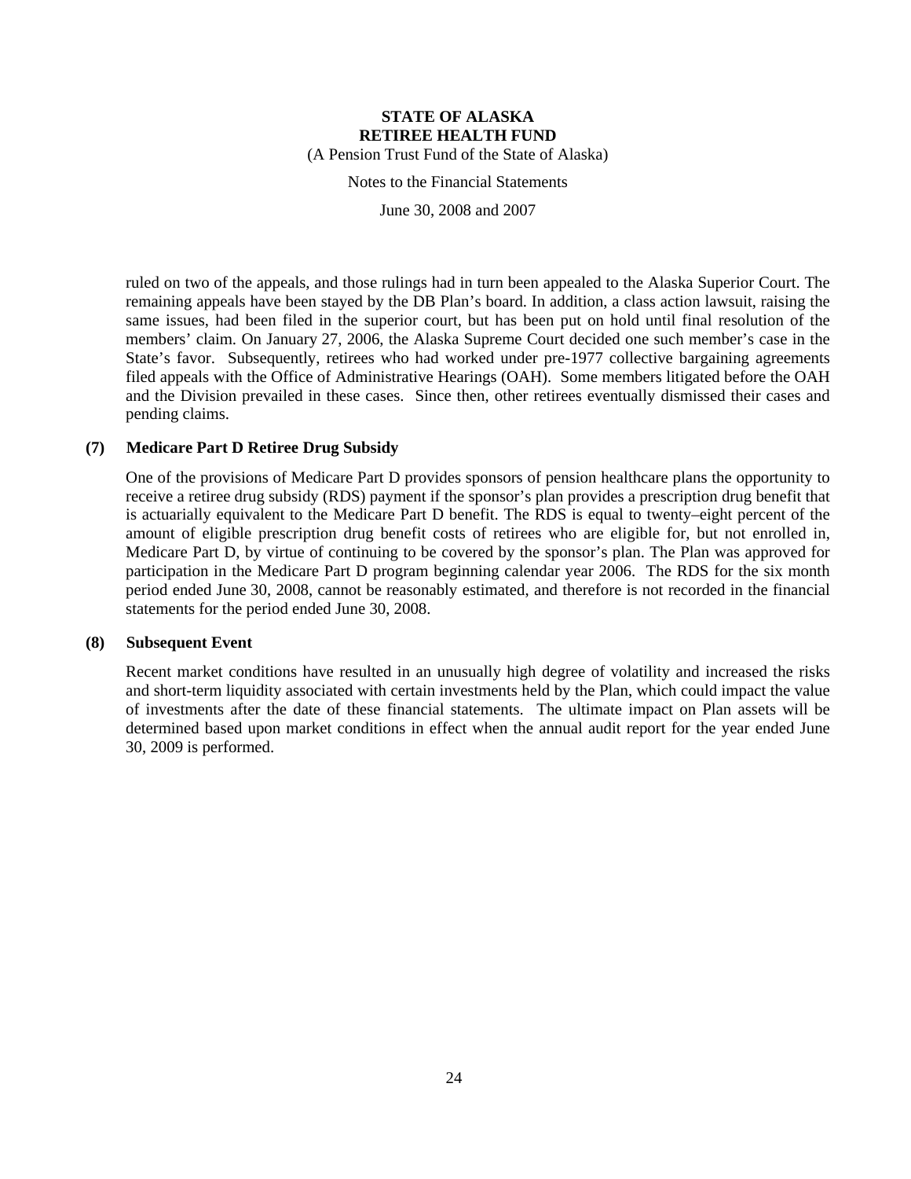ruled on two of the appeals, and those rulings had in turn been appealed to the Alaska Superior Court. The remaining appeals have been stayed by the DB Plan's board. In addition, a class action lawsuit, raising the same issues, had been filed in the superior court, but has been put on hold until final resolution of the members' claim. On January 27, 2006, the Alaska Supreme Court decided one such member's case in the State's favor. Subsequently, retirees who had worked under pre-1977 collective bargaining agreements filed appeals with the Office of Administrative Hearings (OAH). Some members litigated before the OAH and the Division prevailed in these cases. Since then, other retirees eventually dismissed their cases and pending claims.

### (7) Medicare Part D Retiree Drug Subsidy

One of the provisions of Medicare Part D provides sponsors of pension healthcare plans the opportunity to receive a retiree drug subsidy (RDS) payment if the sponsor's plan provides a prescription drug benefit that is actuarially equivalent to the Medicare Part D benefit. The RDS is equal to twenty–eight percent of the amount of eligible prescription drug benefit costs of retirees who are eligible for, but not enrolled in, Medicare Part D, by virtue of continuing to be covered by the sponsor's plan. The Plan was approved for participation in the Medicare Part D program beginning calendar year 2006. The RDS for the six month period ended June 30, 2008, cannot be reasonably estimated, and therefore is not recorded in the financial statements for the period ended June 30, 2008.

### (8) Subsequent Event

Recent market conditions have resulted in an unusually high degree of volatility and increased the risks and short-term liquidity associated with certain investments held by the Plan, which could impact the value of investments after the date of these financial statements. The ultimate impact on Plan assets will be determined based upon market conditions in effect when the annual audit report for the year ended June 30, 2009 is performed.